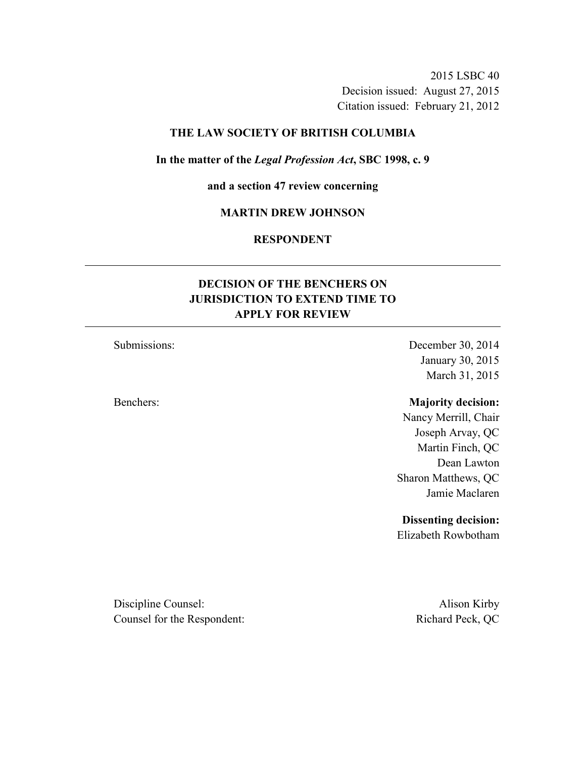2015 LSBC 40
Decision issued: August 27, 2015
Citation issued: February 21, 2012

**THE LAW SOCIETY OF BRITISH COLUMBIA**

**In the matter of the *Legal Profession Act*, SBC 1998, c. 9**

**and a section 47 review concerning**

**MARTIN DREW JOHNSON**

**RESPONDENT**

---

## DECISION OF THE BENCHERS ON JURISDICTION TO EXTEND TIME TO APPLY FOR REVIEW

---

Submissions: December 30, 2014
January 30, 2015
March 31, 2015

Benchers:

**Majority decision:**
Nancy Merrill, Chair
Joseph Arvay, QC
Martin Finch, QC
Dean Lawton
Sharon Matthews, QC
Jamie Maclaren

**Dissenting decision:**
Elizabeth Rowbotham

Discipline Counsel: Alison Kirby
Counsel for the Respondent: Richard Peck, QC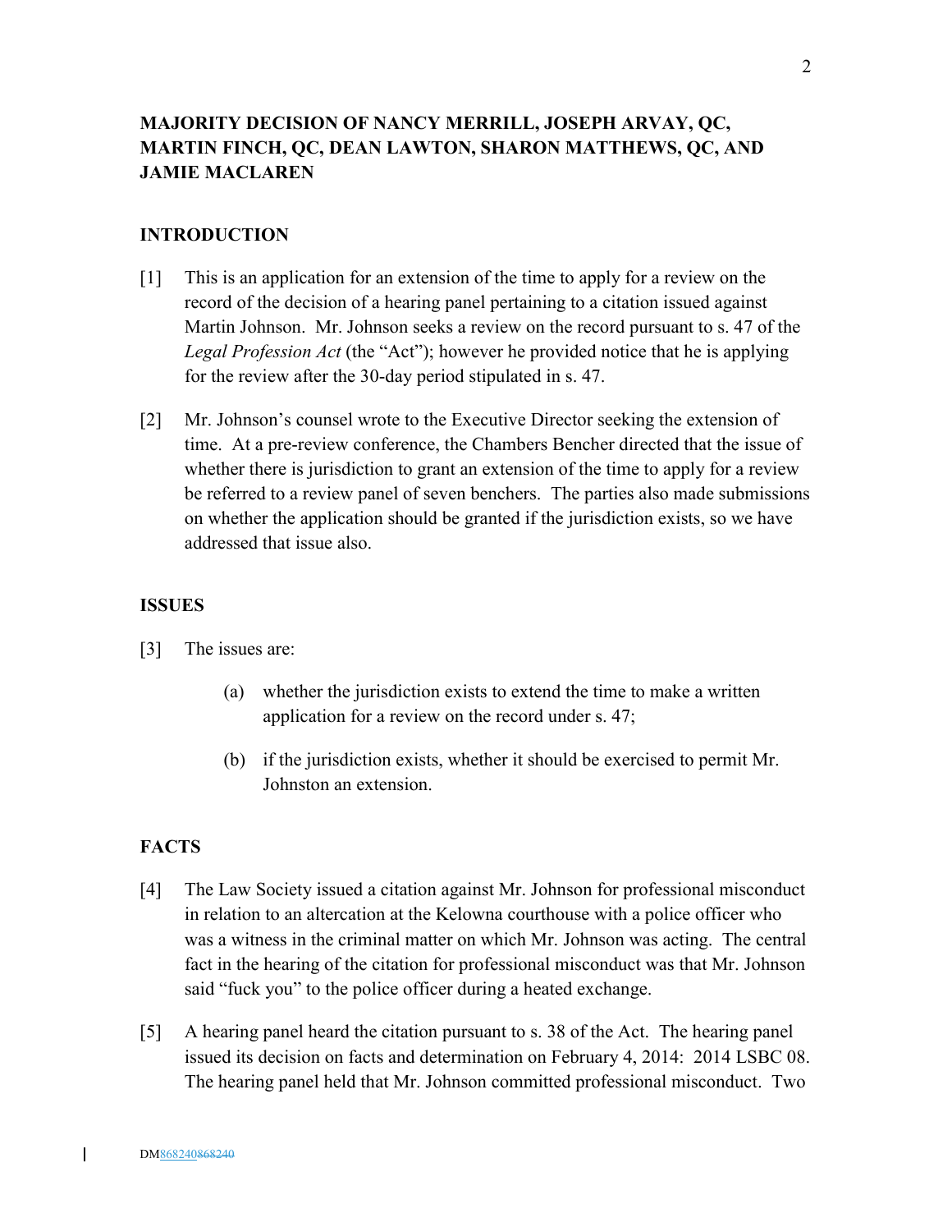**MAJORITY DECISION OF NANCY MERRILL, JOSEPH ARVAY, QC, MARTIN FINCH, QC, DEAN LAWTON, SHARON MATTHEWS, QC, AND JAMIE MACLAREN**

**INTRODUCTION**

[1] This is an application for an extension of the time to apply for a review on the record of the decision of a hearing panel pertaining to a citation issued against Martin Johnson. Mr. Johnson seeks a review on the record pursuant to s. 47 of the *Legal Profession Act* (the "Act"); however he provided notice that he is applying for the review after the 30-day period stipulated in s. 47.

[2] Mr. Johnson's counsel wrote to the Executive Director seeking the extension of time. At a pre-review conference, the Chambers Bencher directed that the issue of whether there is jurisdiction to grant an extension of the time to apply for a review be referred to a review panel of seven benchers. The parties also made submissions on whether the application should be granted if the jurisdiction exists, so we have addressed that issue also.

**ISSUES**

[3] The issues are:

(a) whether the jurisdiction exists to extend the time to make a written application for a review on the record under s. 47;

(b) if the jurisdiction exists, whether it should be exercised to permit Mr. Johnston an extension.

**FACTS**

[4] The Law Society issued a citation against Mr. Johnson for professional misconduct in relation to an altercation at the Kelowna courthouse with a police officer who was a witness in the criminal matter on which Mr. Johnson was acting. The central fact in the hearing of the citation for professional misconduct was that Mr. Johnson said "fuck you" to the police officer during a heated exchange.

[5] A hearing panel heard the citation pursuant to s. 38 of the Act. The hearing panel issued its decision on facts and determination on February 4, 2014: 2014 LSBC 08. The hearing panel held that Mr. Johnson committed professional misconduct. Two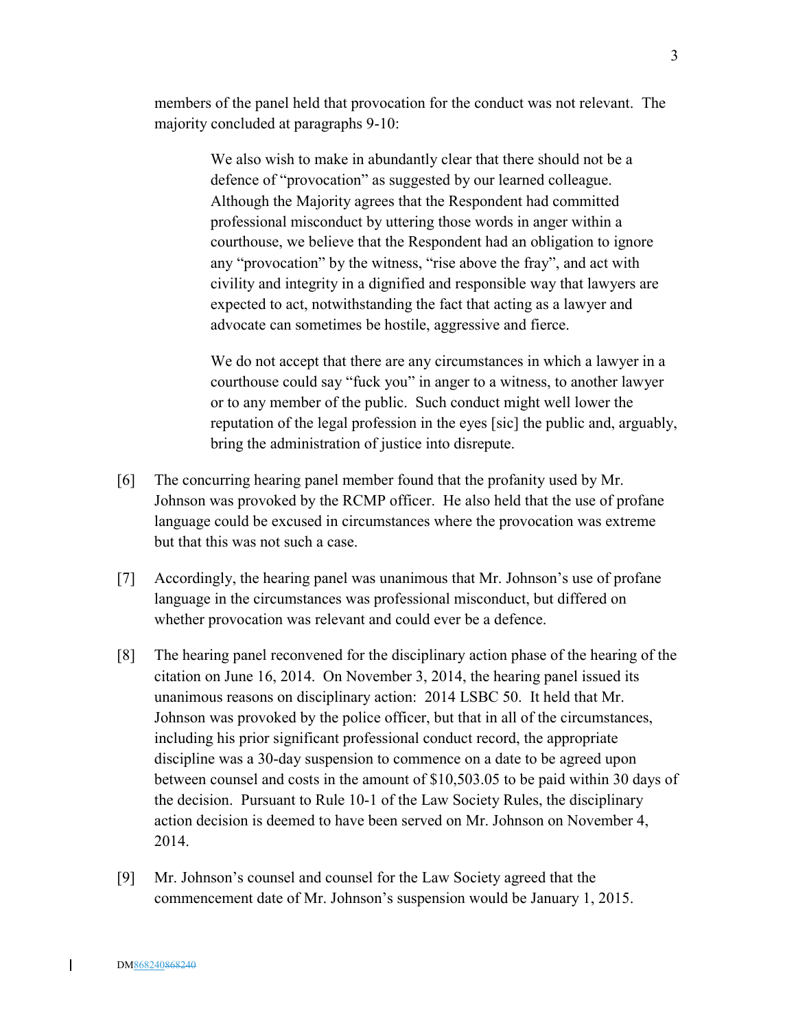members of the panel held that provocation for the conduct was not relevant. The majority concluded at paragraphs 9-10:

> We also wish to make in abundantly clear that there should not be a defence of "provocation" as suggested by our learned colleague. Although the Majority agrees that the Respondent had committed professional misconduct by uttering those words in anger within a courthouse, we believe that the Respondent had an obligation to ignore any "provocation" by the witness, "rise above the fray", and act with civility and integrity in a dignified and responsible way that lawyers are expected to act, notwithstanding the fact that acting as a lawyer and advocate can sometimes be hostile, aggressive and fierce.
>
> We do not accept that there are any circumstances in which a lawyer in a courthouse could say "fuck you" in anger to a witness, to another lawyer or to any member of the public. Such conduct might well lower the reputation of the legal profession in the eyes [sic] the public and, arguably, bring the administration of justice into disrepute.

[6] The concurring hearing panel member found that the profanity used by Mr. Johnson was provoked by the RCMP officer. He also held that the use of profane language could be excused in circumstances where the provocation was extreme but that this was not such a case.

[7] Accordingly, the hearing panel was unanimous that Mr. Johnson's use of profane language in the circumstances was professional misconduct, but differed on whether provocation was relevant and could ever be a defence.

[8] The hearing panel reconvened for the disciplinary action phase of the hearing of the citation on June 16, 2014. On November 3, 2014, the hearing panel issued its unanimous reasons on disciplinary action: 2014 LSBC 50. It held that Mr. Johnson was provoked by the police officer, but that in all of the circumstances, including his prior significant professional conduct record, the appropriate discipline was a 30-day suspension to commence on a date to be agreed upon between counsel and costs in the amount of $10,503.05 to be paid within 30 days of the decision. Pursuant to Rule 10-1 of the Law Society Rules, the disciplinary action decision is deemed to have been served on Mr. Johnson on November 4, 2014.

[9] Mr. Johnson's counsel and counsel for the Law Society agreed that the commencement date of Mr. Johnson's suspension would be January 1, 2015.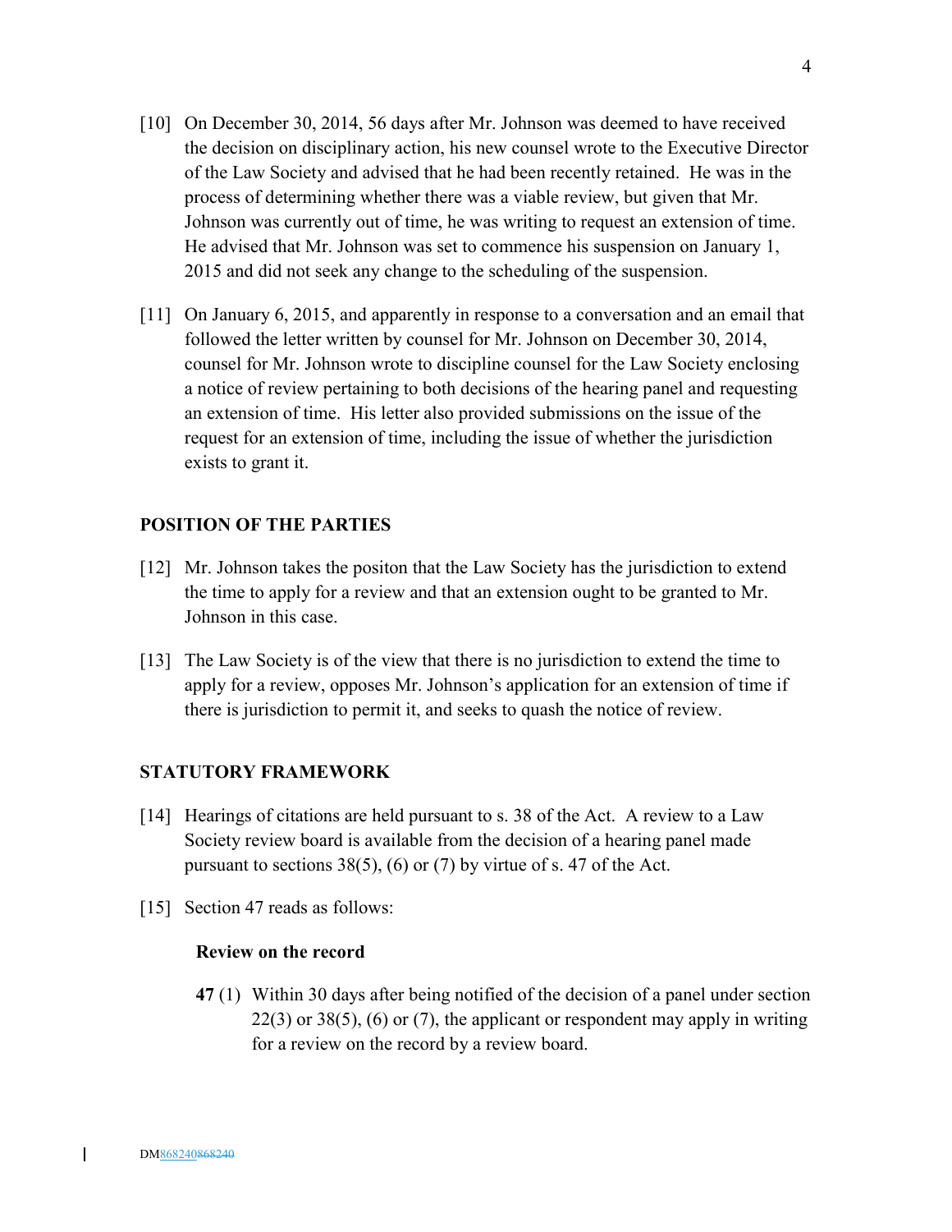[10] On December 30, 2014, 56 days after Mr. Johnson was deemed to have received the decision on disciplinary action, his new counsel wrote to the Executive Director of the Law Society and advised that he had been recently retained. He was in the process of determining whether there was a viable review, but given that Mr. Johnson was currently out of time, he was writing to request an extension of time. He advised that Mr. Johnson was set to commence his suspension on January 1, 2015 and did not seek any change to the scheduling of the suspension.

[11] On January 6, 2015, and apparently in response to a conversation and an email that followed the letter written by counsel for Mr. Johnson on December 30, 2014, counsel for Mr. Johnson wrote to discipline counsel for the Law Society enclosing a notice of review pertaining to both decisions of the hearing panel and requesting an extension of time. His letter also provided submissions on the issue of the request for an extension of time, including the issue of whether the jurisdiction exists to grant it.

## POSITION OF THE PARTIES

[12] Mr. Johnson takes the positon that the Law Society has the jurisdiction to extend the time to apply for a review and that an extension ought to be granted to Mr. Johnson in this case.

[13] The Law Society is of the view that there is no jurisdiction to extend the time to apply for a review, opposes Mr. Johnson's application for an extension of time if there is jurisdiction to permit it, and seeks to quash the notice of review.

## STATUTORY FRAMEWORK

[14] Hearings of citations are held pursuant to s. 38 of the Act. A review to a Law Society review board is available from the decision of a hearing panel made pursuant to sections 38(5), (6) or (7) by virtue of s. 47 of the Act.

[15] Section 47 reads as follows:

**Review on the record**

**47** (1) Within 30 days after being notified of the decision of a panel under section 22(3) or 38(5), (6) or (7), the applicant or respondent may apply in writing for a review on the record by a review board.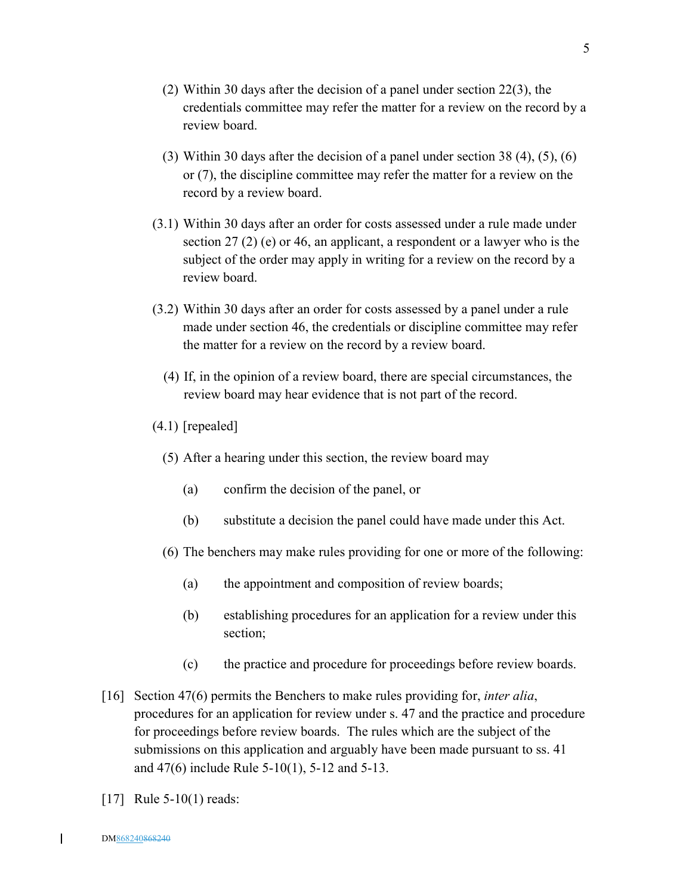(2) Within 30 days after the decision of a panel under section 22(3), the credentials committee may refer the matter for a review on the record by a review board.

(3) Within 30 days after the decision of a panel under section 38 (4), (5), (6) or (7), the discipline committee may refer the matter for a review on the record by a review board.

(3.1) Within 30 days after an order for costs assessed under a rule made under section 27 (2) (e) or 46, an applicant, a respondent or a lawyer who is the subject of the order may apply in writing for a review on the record by a review board.

(3.2) Within 30 days after an order for costs assessed by a panel under a rule made under section 46, the credentials or discipline committee may refer the matter for a review on the record by a review board.

(4) If, in the opinion of a review board, there are special circumstances, the review board may hear evidence that is not part of the record.

(4.1) [repealed]

(5) After a hearing under this section, the review board may

(a) confirm the decision of the panel, or

(b) substitute a decision the panel could have made under this Act.

(6) The benchers may make rules providing for one or more of the following:

(a) the appointment and composition of review boards;

(b) establishing procedures for an application for a review under this section;

(c) the practice and procedure for proceedings before review boards.

[16] Section 47(6) permits the Benchers to make rules providing for, *inter alia*, procedures for an application for review under s. 47 and the practice and procedure for proceedings before review boards. The rules which are the subject of the submissions on this application and arguably have been made pursuant to ss. 41 and 47(6) include Rule 5-10(1), 5-12 and 5-13.

[17] Rule 5-10(1) reads: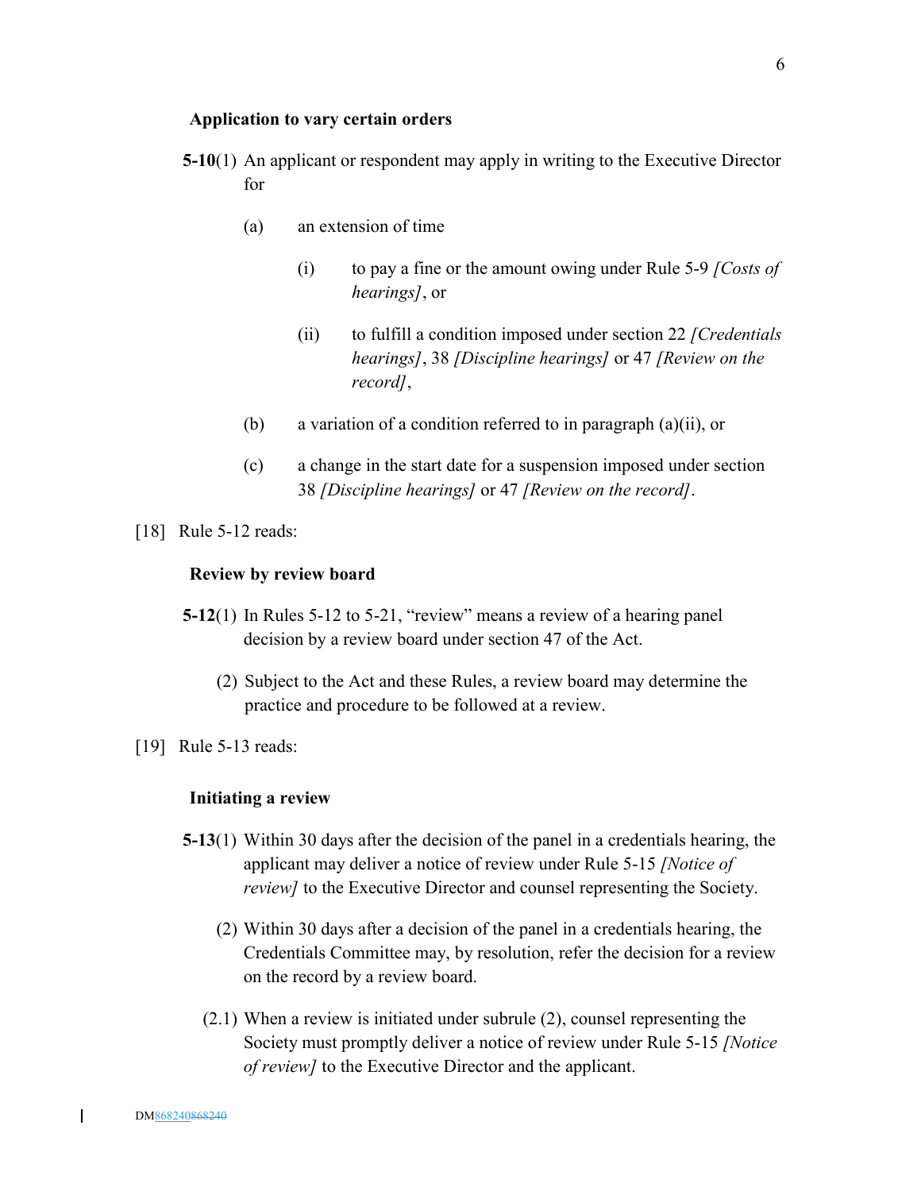**Application to vary certain orders**

**5-10**(1) An applicant or respondent may apply in writing to the Executive Director for

(a) an extension of time

(i) to pay a fine or the amount owing under Rule 5-9 *[Costs of hearings]*, or

(ii) to fulfill a condition imposed under section 22 *[Credentials hearings]*, 38 *[Discipline hearings]* or 47 *[Review on the record]*,

(b) a variation of a condition referred to in paragraph (a)(ii), or

(c) a change in the start date for a suspension imposed under section 38 *[Discipline hearings]* or 47 *[Review on the record]*.

[18] Rule 5-12 reads:

**Review by review board**

**5-12**(1) In Rules 5-12 to 5-21, "review" means a review of a hearing panel decision by a review board under section 47 of the Act.

(2) Subject to the Act and these Rules, a review board may determine the practice and procedure to be followed at a review.

[19] Rule 5-13 reads:

**Initiating a review**

**5-13**(1) Within 30 days after the decision of the panel in a credentials hearing, the applicant may deliver a notice of review under Rule 5-15 *[Notice of review]* to the Executive Director and counsel representing the Society.

(2) Within 30 days after a decision of the panel in a credentials hearing, the Credentials Committee may, by resolution, refer the decision for a review on the record by a review board.

(2.1) When a review is initiated under subrule (2), counsel representing the Society must promptly deliver a notice of review under Rule 5-15 *[Notice of review]* to the Executive Director and the applicant.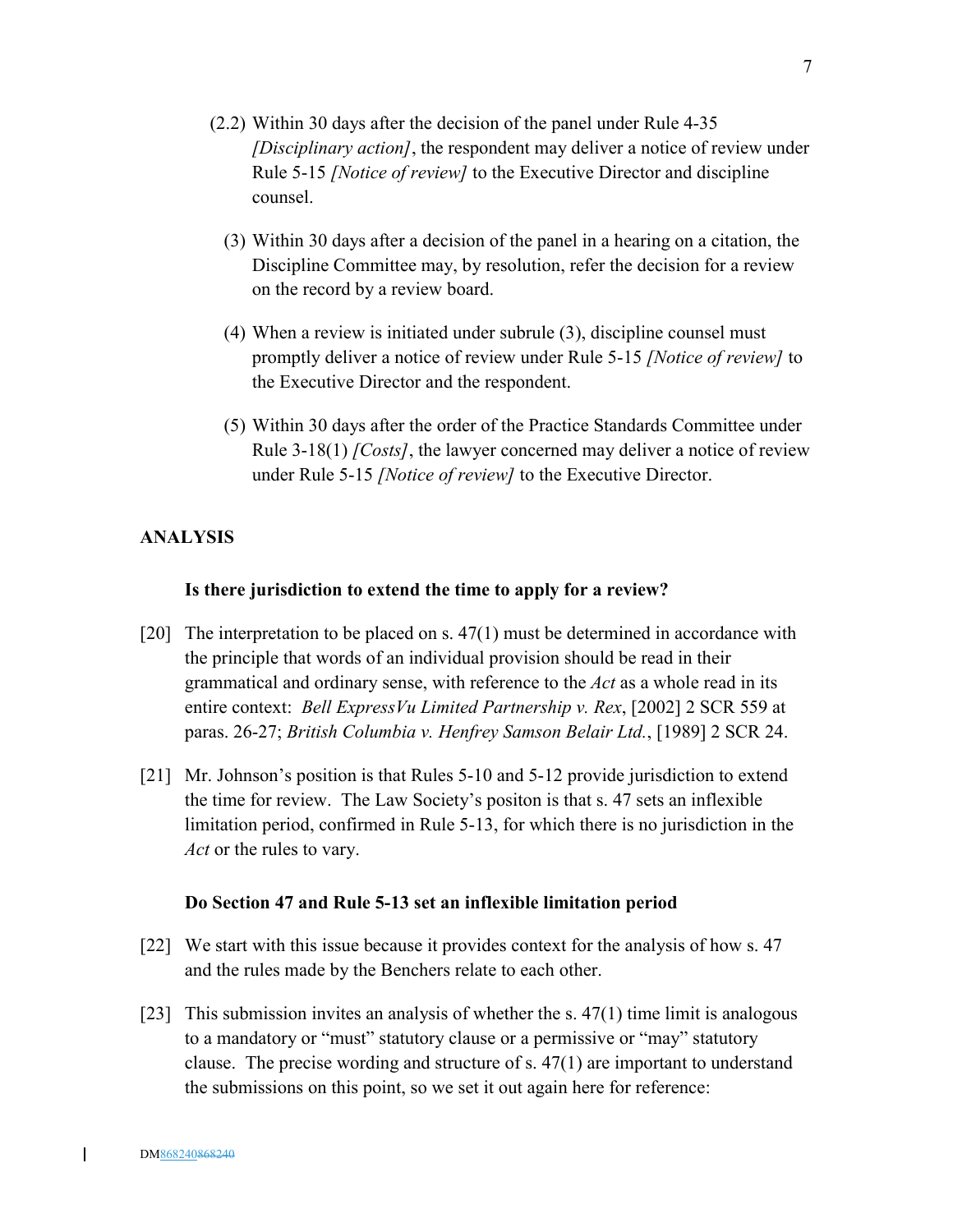(2.2) Within 30 days after the decision of the panel under Rule 4-35 *[Disciplinary action]*, the respondent may deliver a notice of review under Rule 5-15 *[Notice of review]* to the Executive Director and discipline counsel.

(3) Within 30 days after a decision of the panel in a hearing on a citation, the Discipline Committee may, by resolution, refer the decision for a review on the record by a review board.

(4) When a review is initiated under subrule (3), discipline counsel must promptly deliver a notice of review under Rule 5-15 *[Notice of review]* to the Executive Director and the respondent.

(5) Within 30 days after the order of the Practice Standards Committee under Rule 3-18(1) *[Costs]*, the lawyer concerned may deliver a notice of review under Rule 5-15 *[Notice of review]* to the Executive Director.

## ANALYSIS

### Is there jurisdiction to extend the time to apply for a review?

[20] The interpretation to be placed on s. 47(1) must be determined in accordance with the principle that words of an individual provision should be read in their grammatical and ordinary sense, with reference to the *Act* as a whole read in its entire context: *Bell ExpressVu Limited Partnership v. Rex*, [2002] 2 SCR 559 at paras. 26-27; *British Columbia v. Henfrey Samson Belair Ltd.*, [1989] 2 SCR 24.

[21] Mr. Johnson's position is that Rules 5-10 and 5-12 provide jurisdiction to extend the time for review. The Law Society's positon is that s. 47 sets an inflexible limitation period, confirmed in Rule 5-13, for which there is no jurisdiction in the *Act* or the rules to vary.

### Do Section 47 and Rule 5-13 set an inflexible limitation period

[22] We start with this issue because it provides context for the analysis of how s. 47 and the rules made by the Benchers relate to each other.

[23] This submission invites an analysis of whether the s. 47(1) time limit is analogous to a mandatory or "must" statutory clause or a permissive or "may" statutory clause. The precise wording and structure of s. 47(1) are important to understand the submissions on this point, so we set it out again here for reference: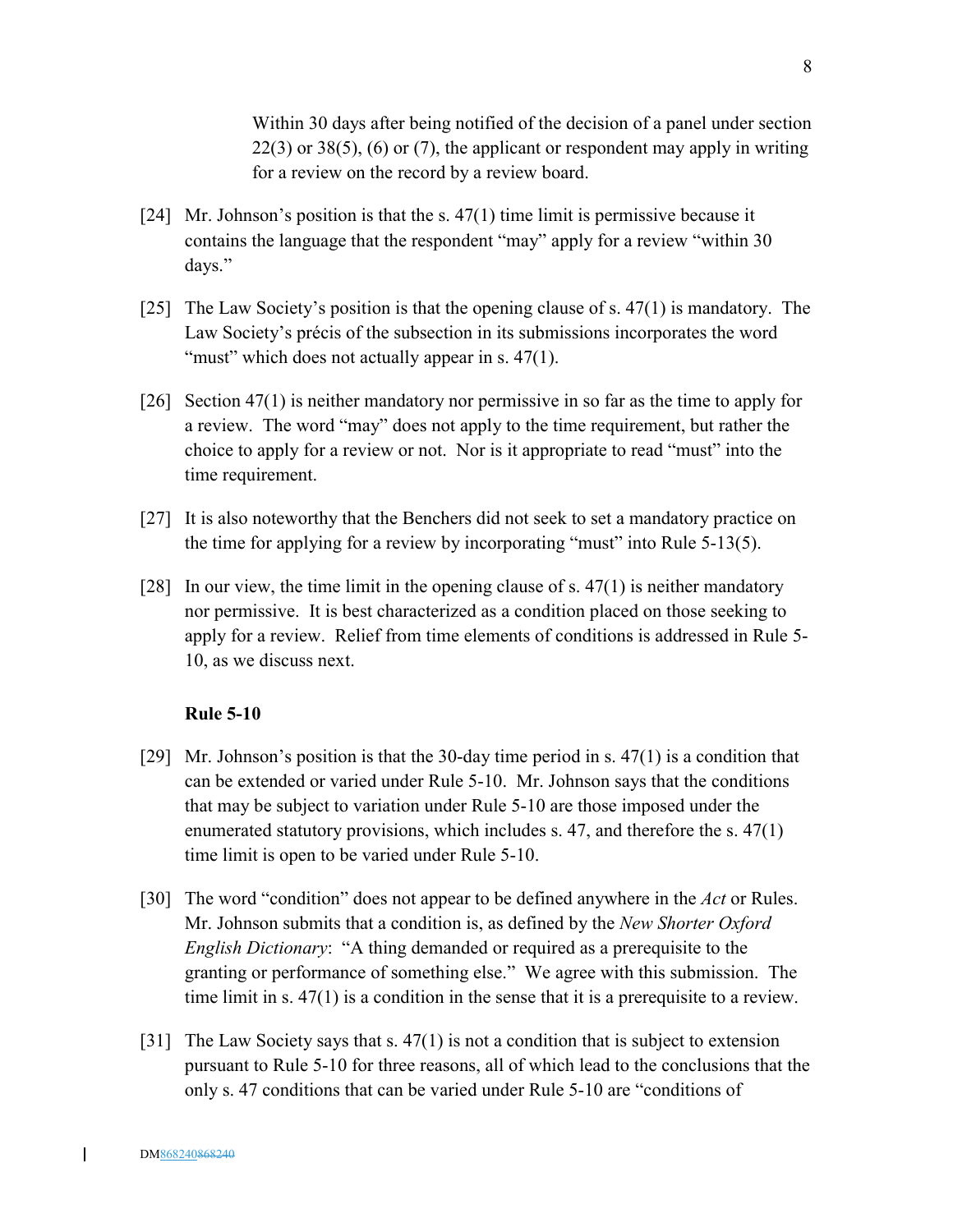> Within 30 days after being notified of the decision of a panel under section 22(3) or 38(5), (6) or (7), the applicant or respondent may apply in writing for a review on the record by a review board.

[24] Mr. Johnson's position is that the s. 47(1) time limit is permissive because it contains the language that the respondent "may" apply for a review "within 30 days."

[25] The Law Society's position is that the opening clause of s. 47(1) is mandatory. The Law Society's précis of the subsection in its submissions incorporates the word "must" which does not actually appear in s. 47(1).

[26] Section 47(1) is neither mandatory nor permissive in so far as the time to apply for a review. The word "may" does not apply to the time requirement, but rather the choice to apply for a review or not. Nor is it appropriate to read "must" into the time requirement.

[27] It is also noteworthy that the Benchers did not seek to set a mandatory practice on the time for applying for a review by incorporating "must" into Rule 5-13(5).

[28] In our view, the time limit in the opening clause of s. 47(1) is neither mandatory nor permissive. It is best characterized as a condition placed on those seeking to apply for a review. Relief from time elements of conditions is addressed in Rule 5-10, as we discuss next.

**Rule 5-10**

[29] Mr. Johnson's position is that the 30-day time period in s. 47(1) is a condition that can be extended or varied under Rule 5-10. Mr. Johnson says that the conditions that may be subject to variation under Rule 5-10 are those imposed under the enumerated statutory provisions, which includes s. 47, and therefore the s. 47(1) time limit is open to be varied under Rule 5-10.

[30] The word "condition" does not appear to be defined anywhere in the *Act* or Rules. Mr. Johnson submits that a condition is, as defined by the *New Shorter Oxford English Dictionary*: "A thing demanded or required as a prerequisite to the granting or performance of something else." We agree with this submission. The time limit in s. 47(1) is a condition in the sense that it is a prerequisite to a review.

[31] The Law Society says that s. 47(1) is not a condition that is subject to extension pursuant to Rule 5-10 for three reasons, all of which lead to the conclusions that the only s. 47 conditions that can be varied under Rule 5-10 are "conditions of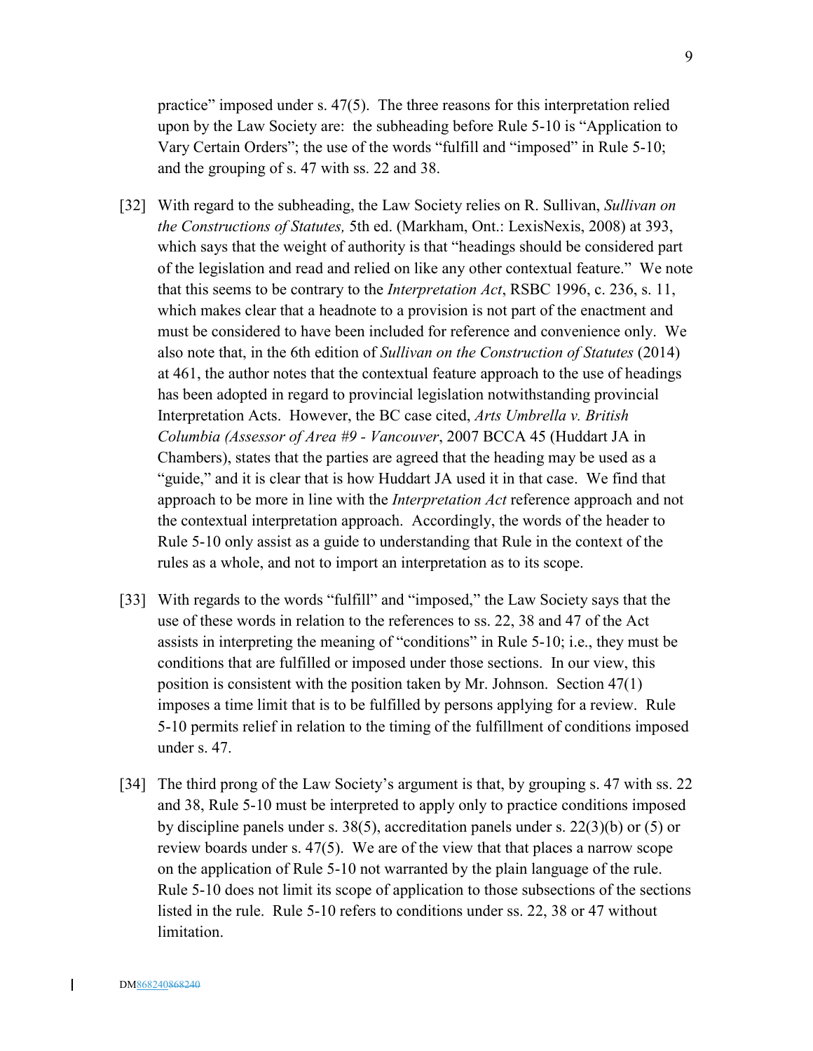practice" imposed under s. 47(5). The three reasons for this interpretation relied upon by the Law Society are: the subheading before Rule 5-10 is "Application to Vary Certain Orders"; the use of the words "fulfill and "imposed" in Rule 5-10; and the grouping of s. 47 with ss. 22 and 38.

[32] With regard to the subheading, the Law Society relies on R. Sullivan, *Sullivan on the Constructions of Statutes,* 5th ed. (Markham, Ont.: LexisNexis, 2008) at 393, which says that the weight of authority is that "headings should be considered part of the legislation and read and relied on like any other contextual feature." We note that this seems to be contrary to the *Interpretation Act*, RSBC 1996, c. 236, s. 11, which makes clear that a headnote to a provision is not part of the enactment and must be considered to have been included for reference and convenience only. We also note that, in the 6th edition of *Sullivan on the Construction of Statutes* (2014) at 461, the author notes that the contextual feature approach to the use of headings has been adopted in regard to provincial legislation notwithstanding provincial Interpretation Acts. However, the BC case cited, *Arts Umbrella v. British Columbia (Assessor of Area #9 - Vancouver*, 2007 BCCA 45 (Huddart JA in Chambers), states that the parties are agreed that the heading may be used as a "guide," and it is clear that is how Huddart JA used it in that case. We find that approach to be more in line with the *Interpretation Act* reference approach and not the contextual interpretation approach. Accordingly, the words of the header to Rule 5-10 only assist as a guide to understanding that Rule in the context of the rules as a whole, and not to import an interpretation as to its scope.

[33] With regards to the words "fulfill" and "imposed," the Law Society says that the use of these words in relation to the references to ss. 22, 38 and 47 of the Act assists in interpreting the meaning of "conditions" in Rule 5-10; i.e., they must be conditions that are fulfilled or imposed under those sections. In our view, this position is consistent with the position taken by Mr. Johnson. Section 47(1) imposes a time limit that is to be fulfilled by persons applying for a review. Rule 5-10 permits relief in relation to the timing of the fulfillment of conditions imposed under s. 47.

[34] The third prong of the Law Society's argument is that, by grouping s. 47 with ss. 22 and 38, Rule 5-10 must be interpreted to apply only to practice conditions imposed by discipline panels under s. 38(5), accreditation panels under s. 22(3)(b) or (5) or review boards under s. 47(5). We are of the view that that places a narrow scope on the application of Rule 5-10 not warranted by the plain language of the rule. Rule 5-10 does not limit its scope of application to those subsections of the sections listed in the rule. Rule 5-10 refers to conditions under ss. 22, 38 or 47 without limitation.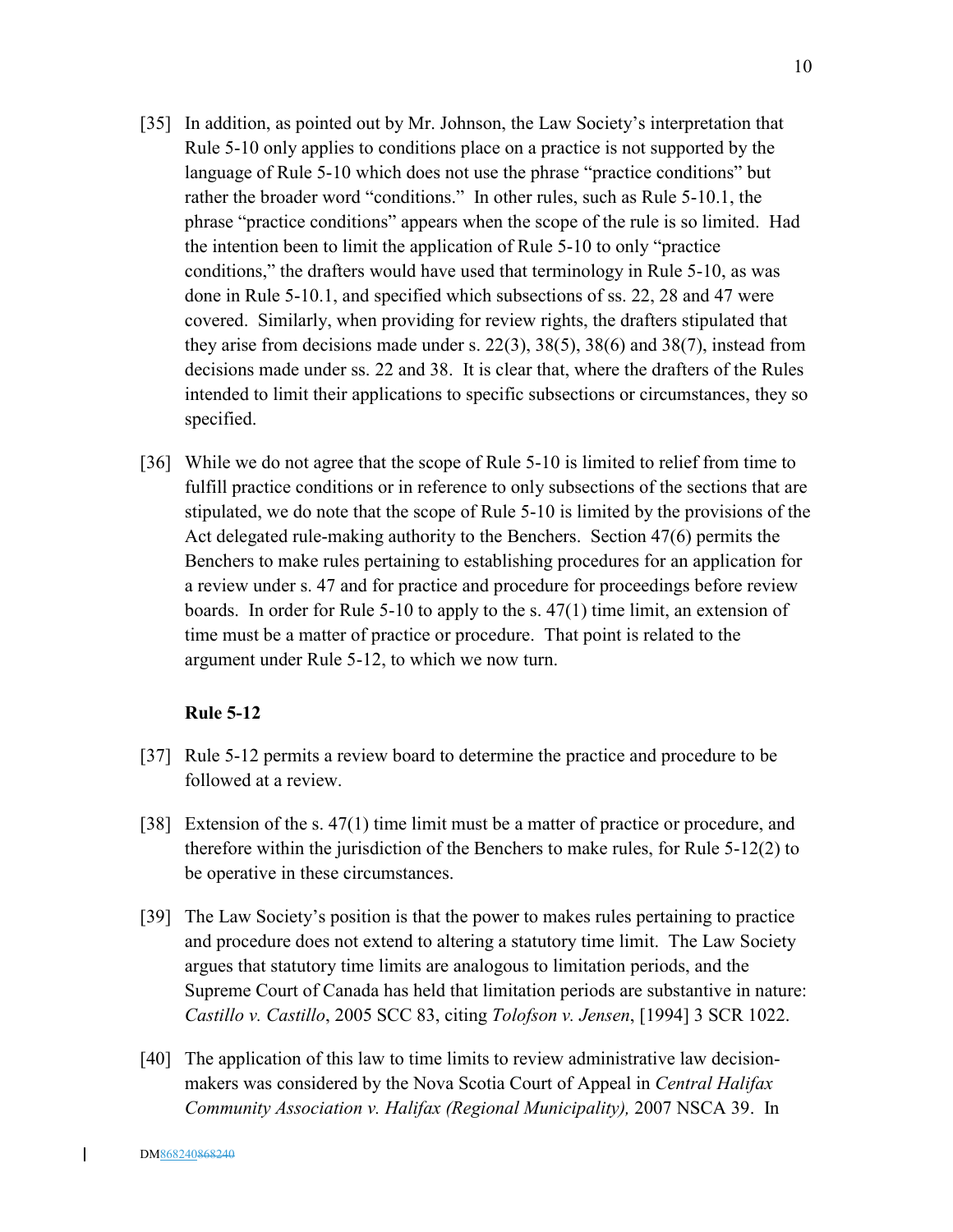[35] In addition, as pointed out by Mr. Johnson, the Law Society's interpretation that Rule 5-10 only applies to conditions place on a practice is not supported by the language of Rule 5-10 which does not use the phrase "practice conditions" but rather the broader word "conditions." In other rules, such as Rule 5-10.1, the phrase "practice conditions" appears when the scope of the rule is so limited. Had the intention been to limit the application of Rule 5-10 to only "practice conditions," the drafters would have used that terminology in Rule 5-10, as was done in Rule 5-10.1, and specified which subsections of ss. 22, 28 and 47 were covered. Similarly, when providing for review rights, the drafters stipulated that they arise from decisions made under s. 22(3), 38(5), 38(6) and 38(7), instead from decisions made under ss. 22 and 38. It is clear that, where the drafters of the Rules intended to limit their applications to specific subsections or circumstances, they so specified.

[36] While we do not agree that the scope of Rule 5-10 is limited to relief from time to fulfill practice conditions or in reference to only subsections of the sections that are stipulated, we do note that the scope of Rule 5-10 is limited by the provisions of the Act delegated rule-making authority to the Benchers. Section 47(6) permits the Benchers to make rules pertaining to establishing procedures for an application for a review under s. 47 and for practice and procedure for proceedings before review boards. In order for Rule 5-10 to apply to the s. 47(1) time limit, an extension of time must be a matter of practice or procedure. That point is related to the argument under Rule 5-12, to which we now turn.

**Rule 5-12**

[37] Rule 5-12 permits a review board to determine the practice and procedure to be followed at a review.

[38] Extension of the s. 47(1) time limit must be a matter of practice or procedure, and therefore within the jurisdiction of the Benchers to make rules, for Rule 5-12(2) to be operative in these circumstances.

[39] The Law Society's position is that the power to makes rules pertaining to practice and procedure does not extend to altering a statutory time limit. The Law Society argues that statutory time limits are analogous to limitation periods, and the Supreme Court of Canada has held that limitation periods are substantive in nature: *Castillo v. Castillo*, 2005 SCC 83, citing *Tolofson v. Jensen*, [1994] 3 SCR 1022.

[40] The application of this law to time limits to review administrative law decision-makers was considered by the Nova Scotia Court of Appeal in *Central Halifax Community Association v. Halifax (Regional Municipality),* 2007 NSCA 39. In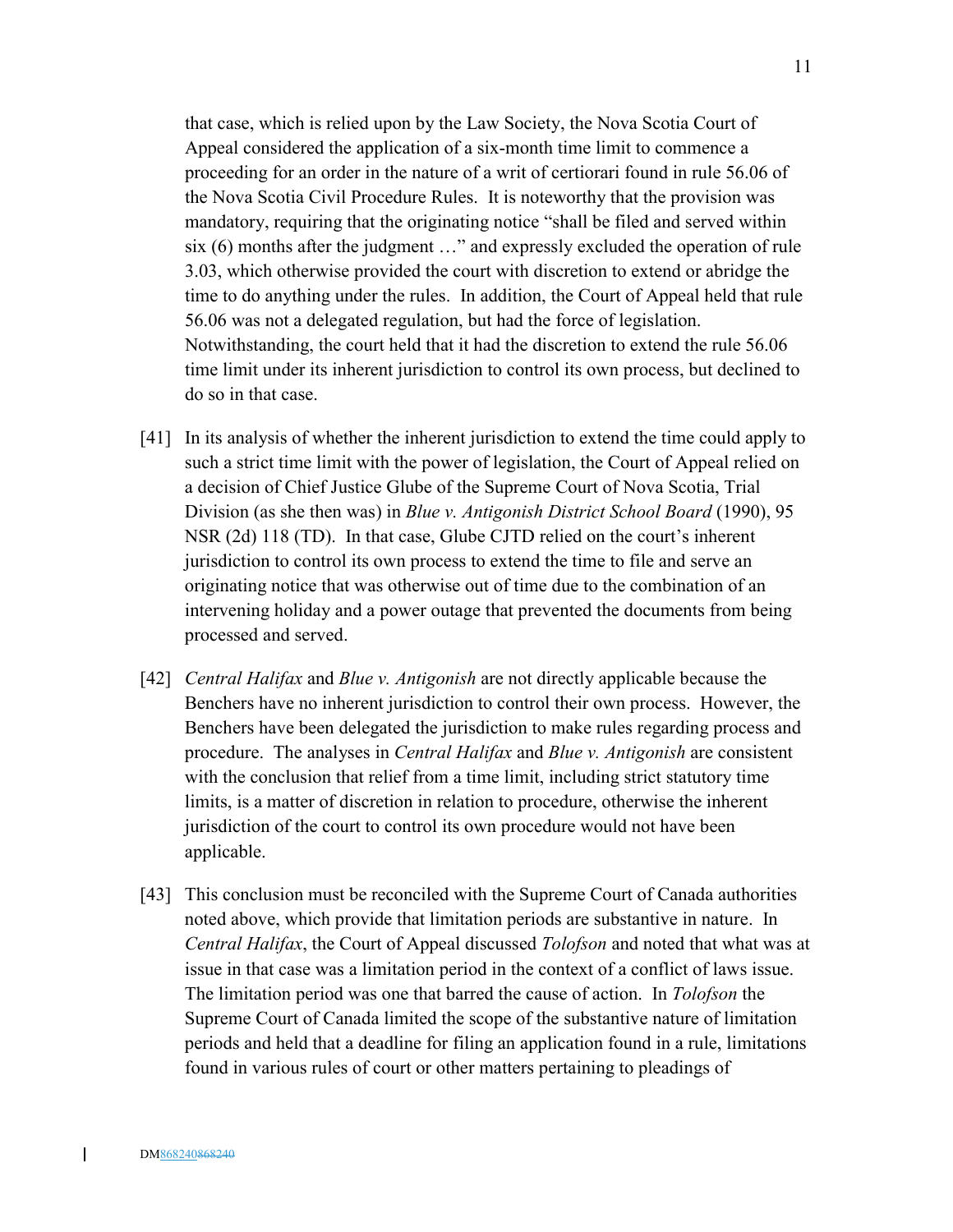that case, which is relied upon by the Law Society, the Nova Scotia Court of Appeal considered the application of a six-month time limit to commence a proceeding for an order in the nature of a writ of certiorari found in rule 56.06 of the Nova Scotia Civil Procedure Rules. It is noteworthy that the provision was mandatory, requiring that the originating notice "shall be filed and served within six (6) months after the judgment …" and expressly excluded the operation of rule 3.03, which otherwise provided the court with discretion to extend or abridge the time to do anything under the rules. In addition, the Court of Appeal held that rule 56.06 was not a delegated regulation, but had the force of legislation. Notwithstanding, the court held that it had the discretion to extend the rule 56.06 time limit under its inherent jurisdiction to control its own process, but declined to do so in that case.

[41] In its analysis of whether the inherent jurisdiction to extend the time could apply to such a strict time limit with the power of legislation, the Court of Appeal relied on a decision of Chief Justice Glube of the Supreme Court of Nova Scotia, Trial Division (as she then was) in *Blue v. Antigonish District School Board* (1990), 95 NSR (2d) 118 (TD). In that case, Glube CJTD relied on the court's inherent jurisdiction to control its own process to extend the time to file and serve an originating notice that was otherwise out of time due to the combination of an intervening holiday and a power outage that prevented the documents from being processed and served.

[42] *Central Halifax* and *Blue v. Antigonish* are not directly applicable because the Benchers have no inherent jurisdiction to control their own process. However, the Benchers have been delegated the jurisdiction to make rules regarding process and procedure. The analyses in *Central Halifax* and *Blue v. Antigonish* are consistent with the conclusion that relief from a time limit, including strict statutory time limits, is a matter of discretion in relation to procedure, otherwise the inherent jurisdiction of the court to control its own procedure would not have been applicable.

[43] This conclusion must be reconciled with the Supreme Court of Canada authorities noted above, which provide that limitation periods are substantive in nature. In *Central Halifax*, the Court of Appeal discussed *Tolofson* and noted that what was at issue in that case was a limitation period in the context of a conflict of laws issue. The limitation period was one that barred the cause of action. In *Tolofson* the Supreme Court of Canada limited the scope of the substantive nature of limitation periods and held that a deadline for filing an application found in a rule, limitations found in various rules of court or other matters pertaining to pleadings of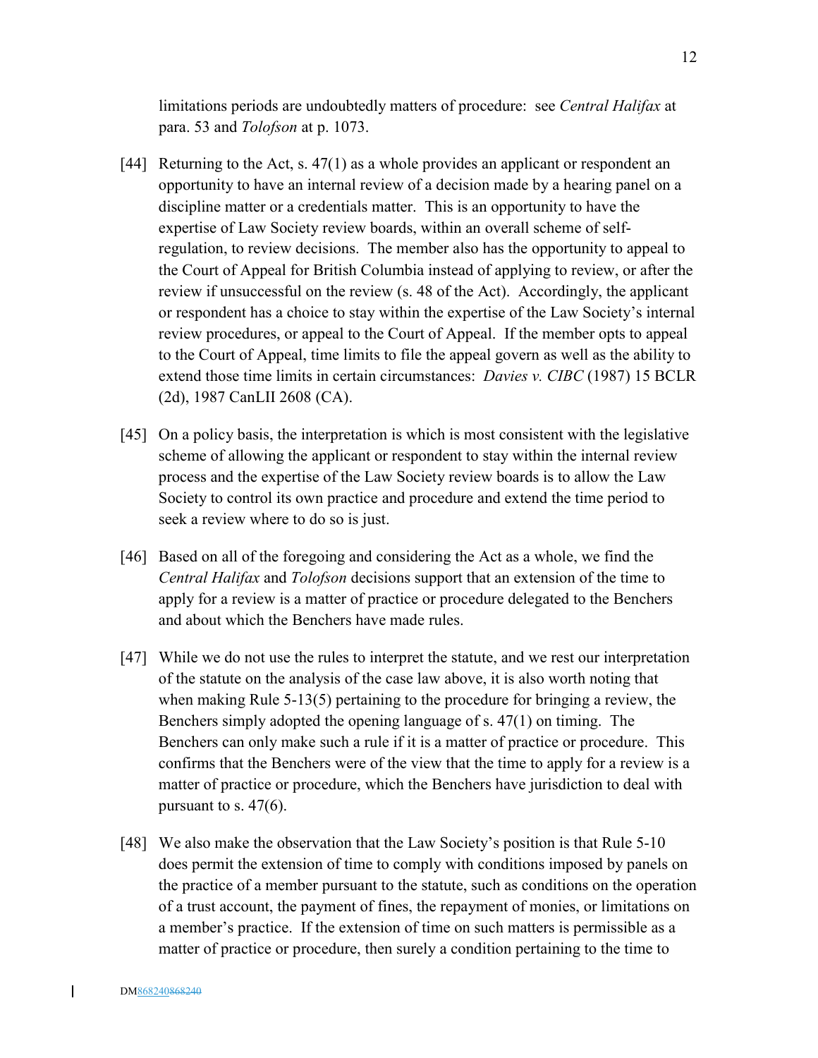limitations periods are undoubtedly matters of procedure: see *Central Halifax* at para. 53 and *Tolofson* at p. 1073.

[44] Returning to the Act, s. 47(1) as a whole provides an applicant or respondent an opportunity to have an internal review of a decision made by a hearing panel on a discipline matter or a credentials matter. This is an opportunity to have the expertise of Law Society review boards, within an overall scheme of self-regulation, to review decisions. The member also has the opportunity to appeal to the Court of Appeal for British Columbia instead of applying to review, or after the review if unsuccessful on the review (s. 48 of the Act). Accordingly, the applicant or respondent has a choice to stay within the expertise of the Law Society's internal review procedures, or appeal to the Court of Appeal. If the member opts to appeal to the Court of Appeal, time limits to file the appeal govern as well as the ability to extend those time limits in certain circumstances: *Davies v. CIBC* (1987) 15 BCLR (2d), 1987 CanLII 2608 (CA).

[45] On a policy basis, the interpretation is which is most consistent with the legislative scheme of allowing the applicant or respondent to stay within the internal review process and the expertise of the Law Society review boards is to allow the Law Society to control its own practice and procedure and extend the time period to seek a review where to do so is just.

[46] Based on all of the foregoing and considering the Act as a whole, we find the *Central Halifax* and *Tolofson* decisions support that an extension of the time to apply for a review is a matter of practice or procedure delegated to the Benchers and about which the Benchers have made rules.

[47] While we do not use the rules to interpret the statute, and we rest our interpretation of the statute on the analysis of the case law above, it is also worth noting that when making Rule 5-13(5) pertaining to the procedure for bringing a review, the Benchers simply adopted the opening language of s. 47(1) on timing. The Benchers can only make such a rule if it is a matter of practice or procedure. This confirms that the Benchers were of the view that the time to apply for a review is a matter of practice or procedure, which the Benchers have jurisdiction to deal with pursuant to s. 47(6).

[48] We also make the observation that the Law Society's position is that Rule 5-10 does permit the extension of time to comply with conditions imposed by panels on the practice of a member pursuant to the statute, such as conditions on the operation of a trust account, the payment of fines, the repayment of monies, or limitations on a member's practice. If the extension of time on such matters is permissible as a matter of practice or procedure, then surely a condition pertaining to the time to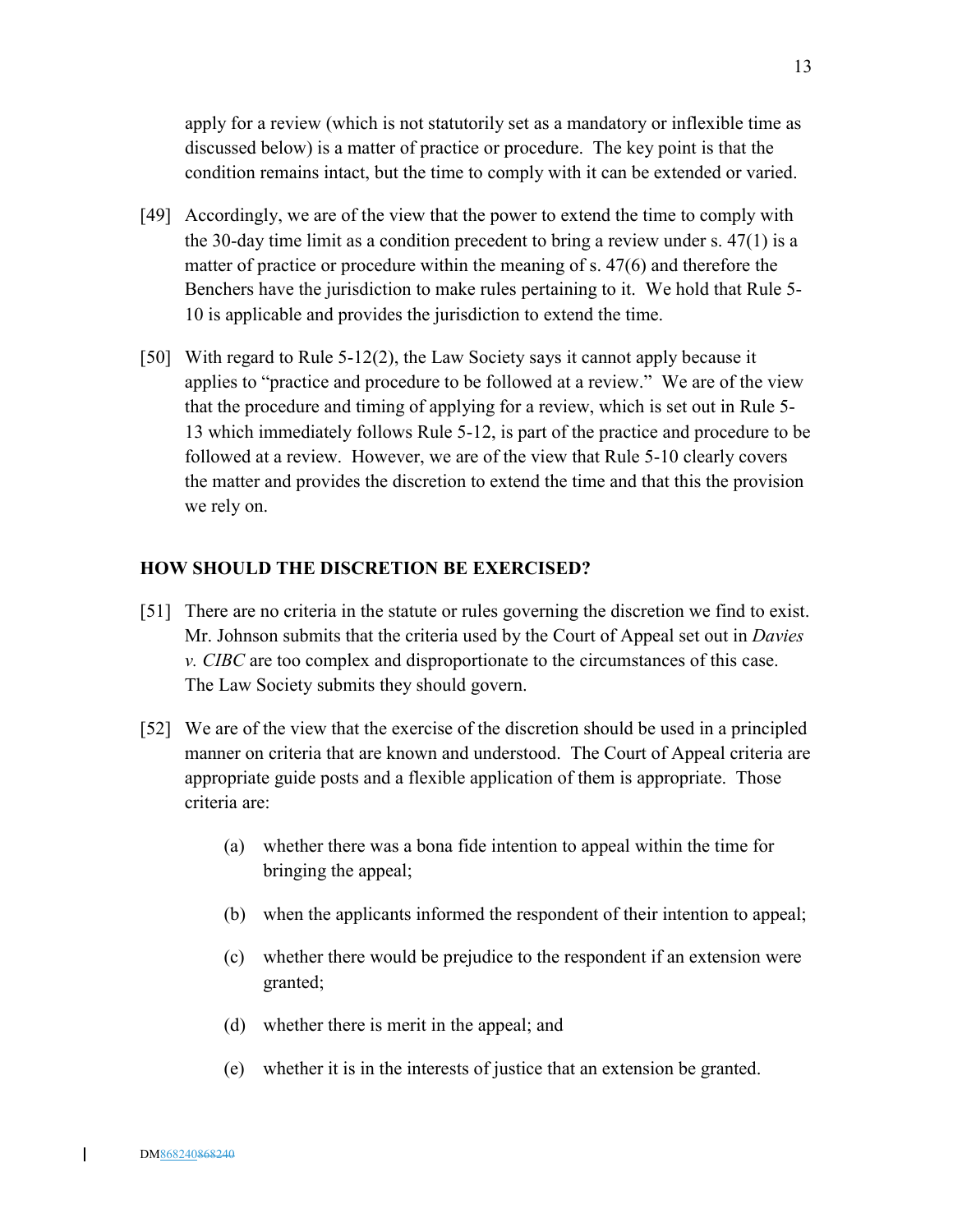apply for a review (which is not statutorily set as a mandatory or inflexible time as discussed below) is a matter of practice or procedure. The key point is that the condition remains intact, but the time to comply with it can be extended or varied.

[49] Accordingly, we are of the view that the power to extend the time to comply with the 30-day time limit as a condition precedent to bring a review under s. 47(1) is a matter of practice or procedure within the meaning of s. 47(6) and therefore the Benchers have the jurisdiction to make rules pertaining to it. We hold that Rule 5-10 is applicable and provides the jurisdiction to extend the time.

[50] With regard to Rule 5-12(2), the Law Society says it cannot apply because it applies to "practice and procedure to be followed at a review." We are of the view that the procedure and timing of applying for a review, which is set out in Rule 5-13 which immediately follows Rule 5-12, is part of the practice and procedure to be followed at a review. However, we are of the view that Rule 5-10 clearly covers the matter and provides the discretion to extend the time and that this the provision we rely on.

## HOW SHOULD THE DISCRETION BE EXERCISED?

[51] There are no criteria in the statute or rules governing the discretion we find to exist. Mr. Johnson submits that the criteria used by the Court of Appeal set out in *Davies v. CIBC* are too complex and disproportionate to the circumstances of this case. The Law Society submits they should govern.

[52] We are of the view that the exercise of the discretion should be used in a principled manner on criteria that are known and understood. The Court of Appeal criteria are appropriate guide posts and a flexible application of them is appropriate. Those criteria are:

(a) whether there was a bona fide intention to appeal within the time for bringing the appeal;

(b) when the applicants informed the respondent of their intention to appeal;

(c) whether there would be prejudice to the respondent if an extension were granted;

(d) whether there is merit in the appeal; and

(e) whether it is in the interests of justice that an extension be granted.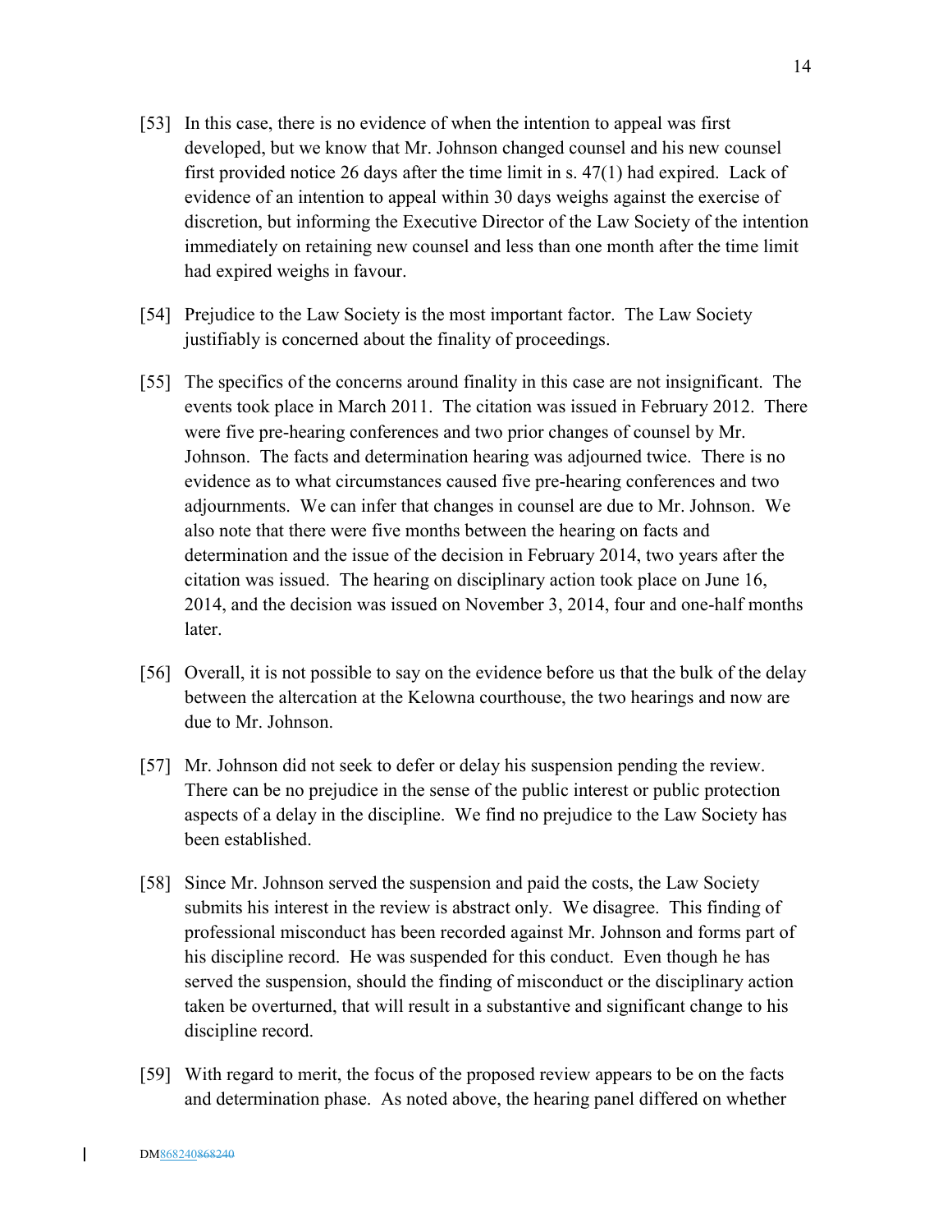[53] In this case, there is no evidence of when the intention to appeal was first developed, but we know that Mr. Johnson changed counsel and his new counsel first provided notice 26 days after the time limit in s. 47(1) had expired. Lack of evidence of an intention to appeal within 30 days weighs against the exercise of discretion, but informing the Executive Director of the Law Society of the intention immediately on retaining new counsel and less than one month after the time limit had expired weighs in favour.

[54] Prejudice to the Law Society is the most important factor. The Law Society justifiably is concerned about the finality of proceedings.

[55] The specifics of the concerns around finality in this case are not insignificant. The events took place in March 2011. The citation was issued in February 2012. There were five pre-hearing conferences and two prior changes of counsel by Mr. Johnson. The facts and determination hearing was adjourned twice. There is no evidence as to what circumstances caused five pre-hearing conferences and two adjournments. We can infer that changes in counsel are due to Mr. Johnson. We also note that there were five months between the hearing on facts and determination and the issue of the decision in February 2014, two years after the citation was issued. The hearing on disciplinary action took place on June 16, 2014, and the decision was issued on November 3, 2014, four and one-half months later.

[56] Overall, it is not possible to say on the evidence before us that the bulk of the delay between the altercation at the Kelowna courthouse, the two hearings and now are due to Mr. Johnson.

[57] Mr. Johnson did not seek to defer or delay his suspension pending the review. There can be no prejudice in the sense of the public interest or public protection aspects of a delay in the discipline. We find no prejudice to the Law Society has been established.

[58] Since Mr. Johnson served the suspension and paid the costs, the Law Society submits his interest in the review is abstract only. We disagree. This finding of professional misconduct has been recorded against Mr. Johnson and forms part of his discipline record. He was suspended for this conduct. Even though he has served the suspension, should the finding of misconduct or the disciplinary action taken be overturned, that will result in a substantive and significant change to his discipline record.

[59] With regard to merit, the focus of the proposed review appears to be on the facts and determination phase. As noted above, the hearing panel differed on whether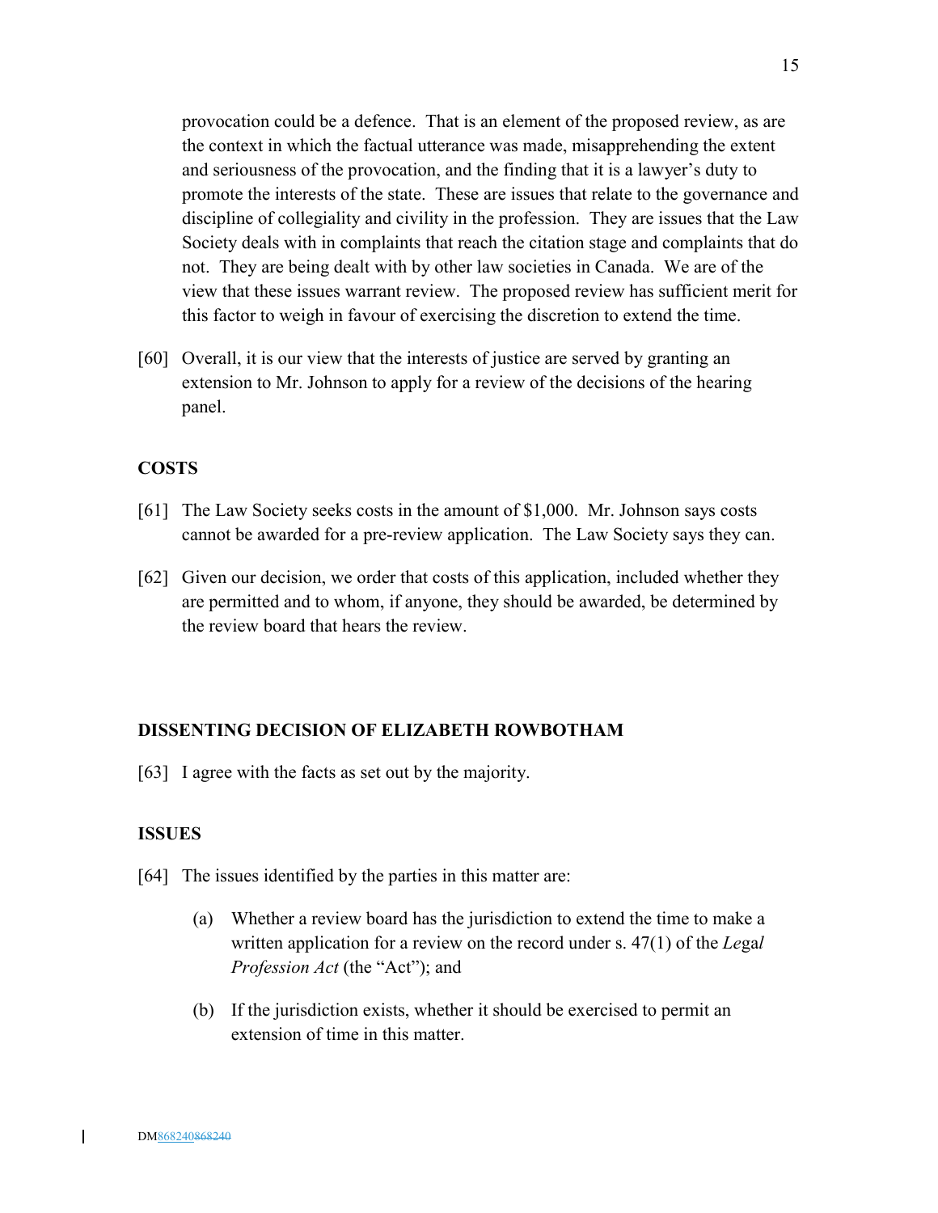provocation could be a defence. That is an element of the proposed review, as are the context in which the factual utterance was made, misapprehending the extent and seriousness of the provocation, and the finding that it is a lawyer's duty to promote the interests of the state. These are issues that relate to the governance and discipline of collegiality and civility in the profession. They are issues that the Law Society deals with in complaints that reach the citation stage and complaints that do not. They are being dealt with by other law societies in Canada. We are of the view that these issues warrant review. The proposed review has sufficient merit for this factor to weigh in favour of exercising the discretion to extend the time.

[60] Overall, it is our view that the interests of justice are served by granting an extension to Mr. Johnson to apply for a review of the decisions of the hearing panel.

## COSTS

[61] The Law Society seeks costs in the amount of $1,000. Mr. Johnson says costs cannot be awarded for a pre-review application. The Law Society says they can.

[62] Given our decision, we order that costs of this application, included whether they are permitted and to whom, if anyone, they should be awarded, be determined by the review board that hears the review.

## DISSENTING DECISION OF ELIZABETH ROWBOTHAM

[63] I agree with the facts as set out by the majority.

## ISSUES

[64] The issues identified by the parties in this matter are:

(a) Whether a review board has the jurisdiction to extend the time to make a written application for a review on the record under s. 47(1) of the *Legal Profession Act* (the "Act"); and

(b) If the jurisdiction exists, whether it should be exercised to permit an extension of time in this matter.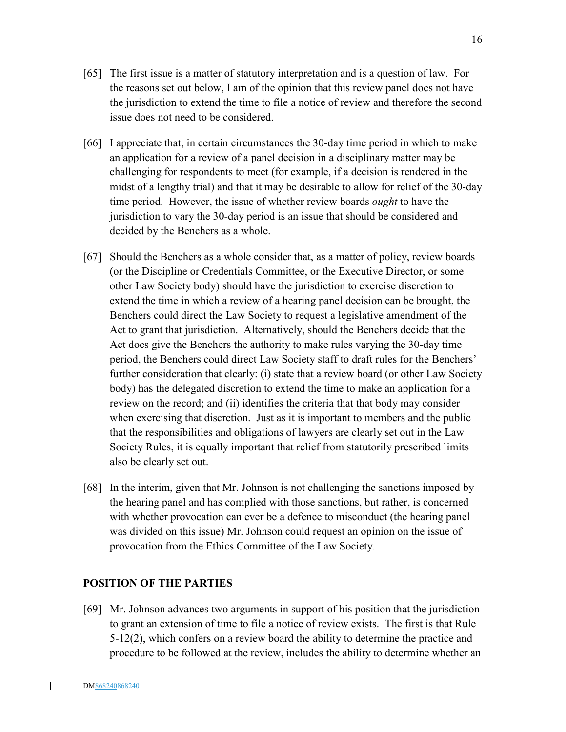[65] The first issue is a matter of statutory interpretation and is a question of law. For the reasons set out below, I am of the opinion that this review panel does not have the jurisdiction to extend the time to file a notice of review and therefore the second issue does not need to be considered.

[66] I appreciate that, in certain circumstances the 30-day time period in which to make an application for a review of a panel decision in a disciplinary matter may be challenging for respondents to meet (for example, if a decision is rendered in the midst of a lengthy trial) and that it may be desirable to allow for relief of the 30-day time period. However, the issue of whether review boards *ought* to have the jurisdiction to vary the 30-day period is an issue that should be considered and decided by the Benchers as a whole.

[67] Should the Benchers as a whole consider that, as a matter of policy, review boards (or the Discipline or Credentials Committee, or the Executive Director, or some other Law Society body) should have the jurisdiction to exercise discretion to extend the time in which a review of a hearing panel decision can be brought, the Benchers could direct the Law Society to request a legislative amendment of the Act to grant that jurisdiction. Alternatively, should the Benchers decide that the Act does give the Benchers the authority to make rules varying the 30-day time period, the Benchers could direct Law Society staff to draft rules for the Benchers' further consideration that clearly: (i) state that a review board (or other Law Society body) has the delegated discretion to extend the time to make an application for a review on the record; and (ii) identifies the criteria that that body may consider when exercising that discretion. Just as it is important to members and the public that the responsibilities and obligations of lawyers are clearly set out in the Law Society Rules, it is equally important that relief from statutorily prescribed limits also be clearly set out.

[68] In the interim, given that Mr. Johnson is not challenging the sanctions imposed by the hearing panel and has complied with those sanctions, but rather, is concerned with whether provocation can ever be a defence to misconduct (the hearing panel was divided on this issue) Mr. Johnson could request an opinion on the issue of provocation from the Ethics Committee of the Law Society.

## POSITION OF THE PARTIES

[69] Mr. Johnson advances two arguments in support of his position that the jurisdiction to grant an extension of time to file a notice of review exists. The first is that Rule 5-12(2), which confers on a review board the ability to determine the practice and procedure to be followed at the review, includes the ability to determine whether an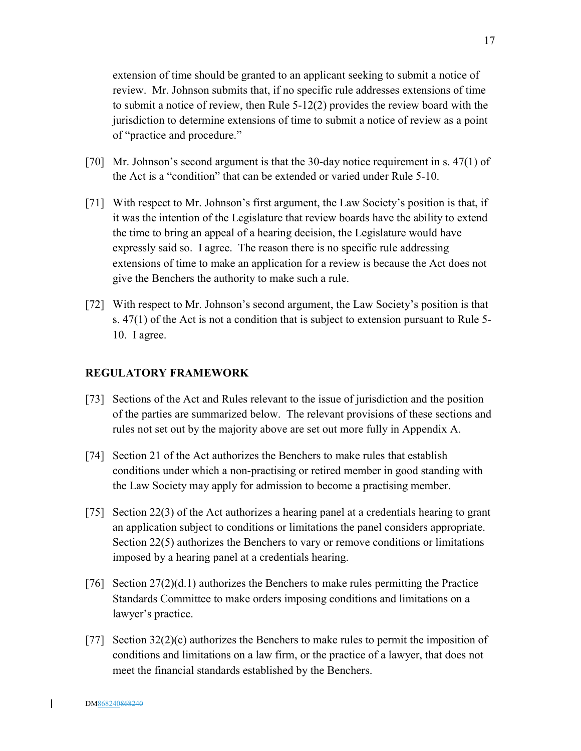extension of time should be granted to an applicant seeking to submit a notice of review. Mr. Johnson submits that, if no specific rule addresses extensions of time to submit a notice of review, then Rule 5-12(2) provides the review board with the jurisdiction to determine extensions of time to submit a notice of review as a point of "practice and procedure."

[70] Mr. Johnson's second argument is that the 30-day notice requirement in s. 47(1) of the Act is a "condition" that can be extended or varied under Rule 5-10.

[71] With respect to Mr. Johnson's first argument, the Law Society's position is that, if it was the intention of the Legislature that review boards have the ability to extend the time to bring an appeal of a hearing decision, the Legislature would have expressly said so. I agree. The reason there is no specific rule addressing extensions of time to make an application for a review is because the Act does not give the Benchers the authority to make such a rule.

[72] With respect to Mr. Johnson's second argument, the Law Society's position is that s. 47(1) of the Act is not a condition that is subject to extension pursuant to Rule 5-10. I agree.

## REGULATORY FRAMEWORK

[73] Sections of the Act and Rules relevant to the issue of jurisdiction and the position of the parties are summarized below. The relevant provisions of these sections and rules not set out by the majority above are set out more fully in Appendix A.

[74] Section 21 of the Act authorizes the Benchers to make rules that establish conditions under which a non-practising or retired member in good standing with the Law Society may apply for admission to become a practising member.

[75] Section 22(3) of the Act authorizes a hearing panel at a credentials hearing to grant an application subject to conditions or limitations the panel considers appropriate. Section 22(5) authorizes the Benchers to vary or remove conditions or limitations imposed by a hearing panel at a credentials hearing.

[76] Section 27(2)(d.1) authorizes the Benchers to make rules permitting the Practice Standards Committee to make orders imposing conditions and limitations on a lawyer's practice.

[77] Section 32(2)(c) authorizes the Benchers to make rules to permit the imposition of conditions and limitations on a law firm, or the practice of a lawyer, that does not meet the financial standards established by the Benchers.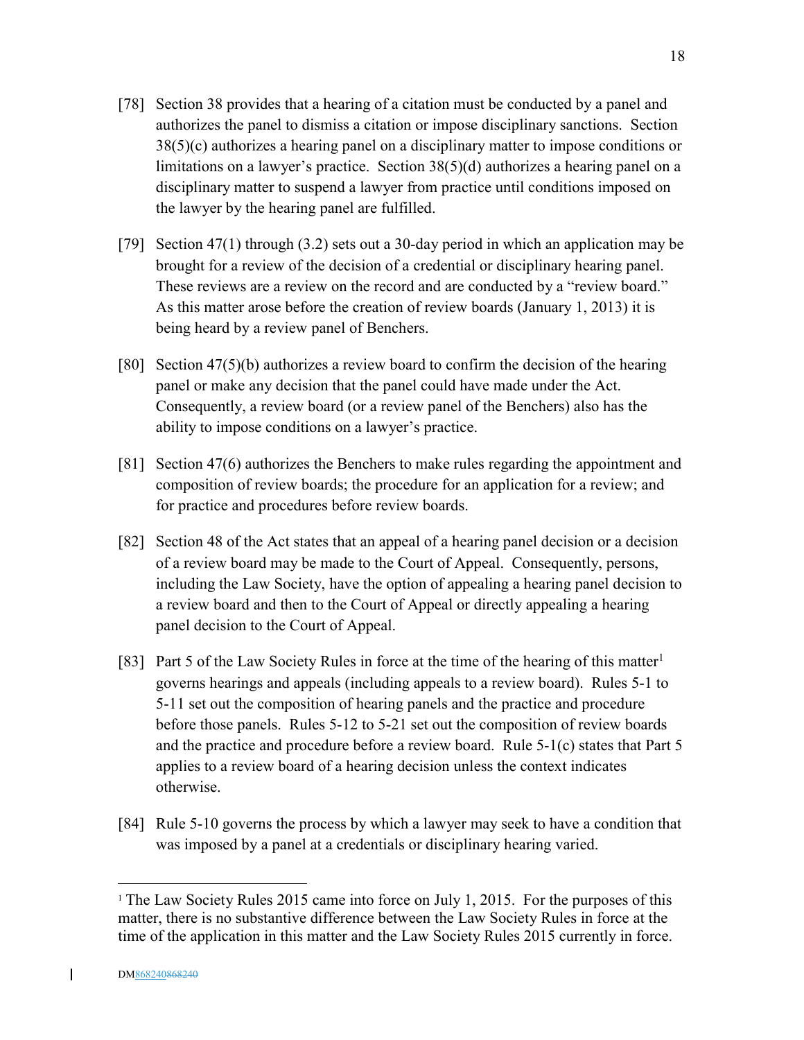[78] Section 38 provides that a hearing of a citation must be conducted by a panel and authorizes the panel to dismiss a citation or impose disciplinary sanctions. Section 38(5)(c) authorizes a hearing panel on a disciplinary matter to impose conditions or limitations on a lawyer's practice. Section 38(5)(d) authorizes a hearing panel on a disciplinary matter to suspend a lawyer from practice until conditions imposed on the lawyer by the hearing panel are fulfilled.

[79] Section 47(1) through (3.2) sets out a 30-day period in which an application may be brought for a review of the decision of a credential or disciplinary hearing panel. These reviews are a review on the record and are conducted by a "review board." As this matter arose before the creation of review boards (January 1, 2013) it is being heard by a review panel of Benchers.

[80] Section 47(5)(b) authorizes a review board to confirm the decision of the hearing panel or make any decision that the panel could have made under the Act. Consequently, a review board (or a review panel of the Benchers) also has the ability to impose conditions on a lawyer's practice.

[81] Section 47(6) authorizes the Benchers to make rules regarding the appointment and composition of review boards; the procedure for an application for a review; and for practice and procedures before review boards.

[82] Section 48 of the Act states that an appeal of a hearing panel decision or a decision of a review board may be made to the Court of Appeal. Consequently, persons, including the Law Society, have the option of appealing a hearing panel decision to a review board and then to the Court of Appeal or directly appealing a hearing panel decision to the Court of Appeal.

[83] Part 5 of the Law Society Rules in force at the time of the hearing of this matter[1] governs hearings and appeals (including appeals to a review board). Rules 5-1 to 5-11 set out the composition of hearing panels and the practice and procedure before those panels. Rules 5-12 to 5-21 set out the composition of review boards and the practice and procedure before a review board. Rule 5-1(c) states that Part 5 applies to a review board of a hearing decision unless the context indicates otherwise.

[84] Rule 5-10 governs the process by which a lawyer may seek to have a condition that was imposed by a panel at a credentials or disciplinary hearing varied.

---

[1] The Law Society Rules 2015 came into force on July 1, 2015. For the purposes of this matter, there is no substantive difference between the Law Society Rules in force at the time of the application in this matter and the Law Society Rules 2015 currently in force.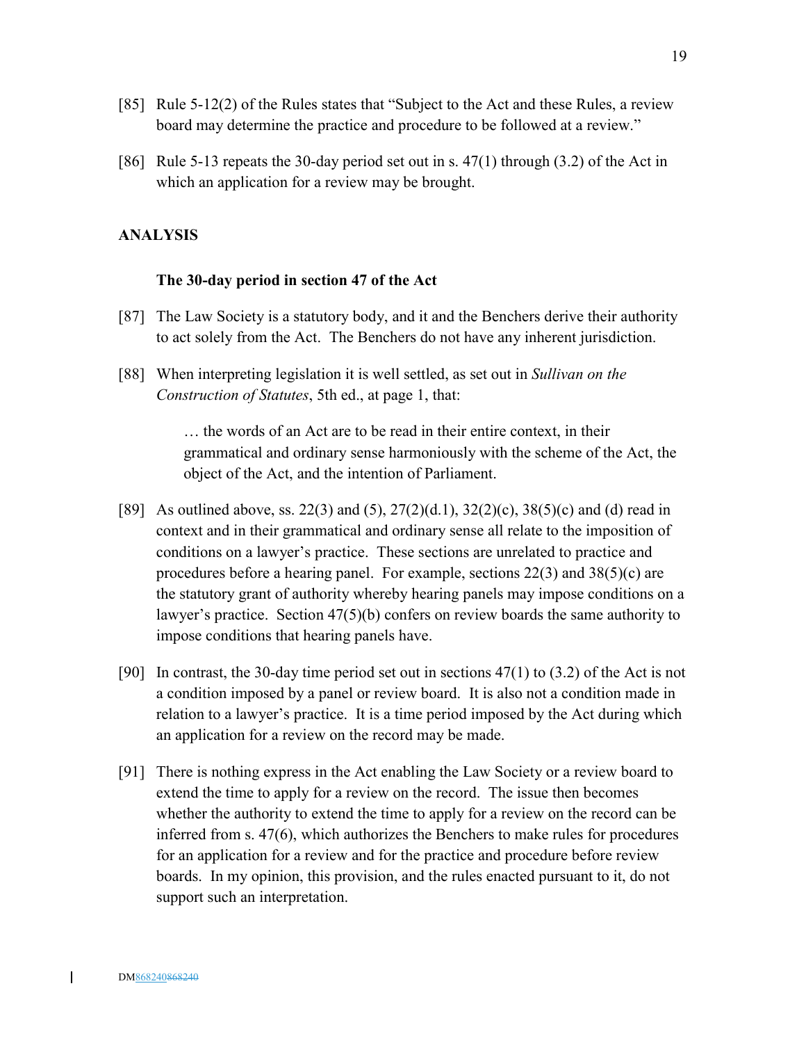[85] Rule 5-12(2) of the Rules states that "Subject to the Act and these Rules, a review board may determine the practice and procedure to be followed at a review."

[86] Rule 5-13 repeats the 30-day period set out in s. 47(1) through (3.2) of the Act in which an application for a review may be brought.

## ANALYSIS

### The 30-day period in section 47 of the Act

[87] The Law Society is a statutory body, and it and the Benchers derive their authority to act solely from the Act. The Benchers do not have any inherent jurisdiction.

[88] When interpreting legislation it is well settled, as set out in *Sullivan on the Construction of Statutes*, 5th ed., at page 1, that:

> … the words of an Act are to be read in their entire context, in their grammatical and ordinary sense harmoniously with the scheme of the Act, the object of the Act, and the intention of Parliament.

[89] As outlined above, ss. 22(3) and (5), 27(2)(d.1), 32(2)(c), 38(5)(c) and (d) read in context and in their grammatical and ordinary sense all relate to the imposition of conditions on a lawyer's practice. These sections are unrelated to practice and procedures before a hearing panel. For example, sections 22(3) and 38(5)(c) are the statutory grant of authority whereby hearing panels may impose conditions on a lawyer's practice. Section 47(5)(b) confers on review boards the same authority to impose conditions that hearing panels have.

[90] In contrast, the 30-day time period set out in sections 47(1) to (3.2) of the Act is not a condition imposed by a panel or review board. It is also not a condition made in relation to a lawyer's practice. It is a time period imposed by the Act during which an application for a review on the record may be made.

[91] There is nothing express in the Act enabling the Law Society or a review board to extend the time to apply for a review on the record. The issue then becomes whether the authority to extend the time to apply for a review on the record can be inferred from s. 47(6), which authorizes the Benchers to make rules for procedures for an application for a review and for the practice and procedure before review boards. In my opinion, this provision, and the rules enacted pursuant to it, do not support such an interpretation.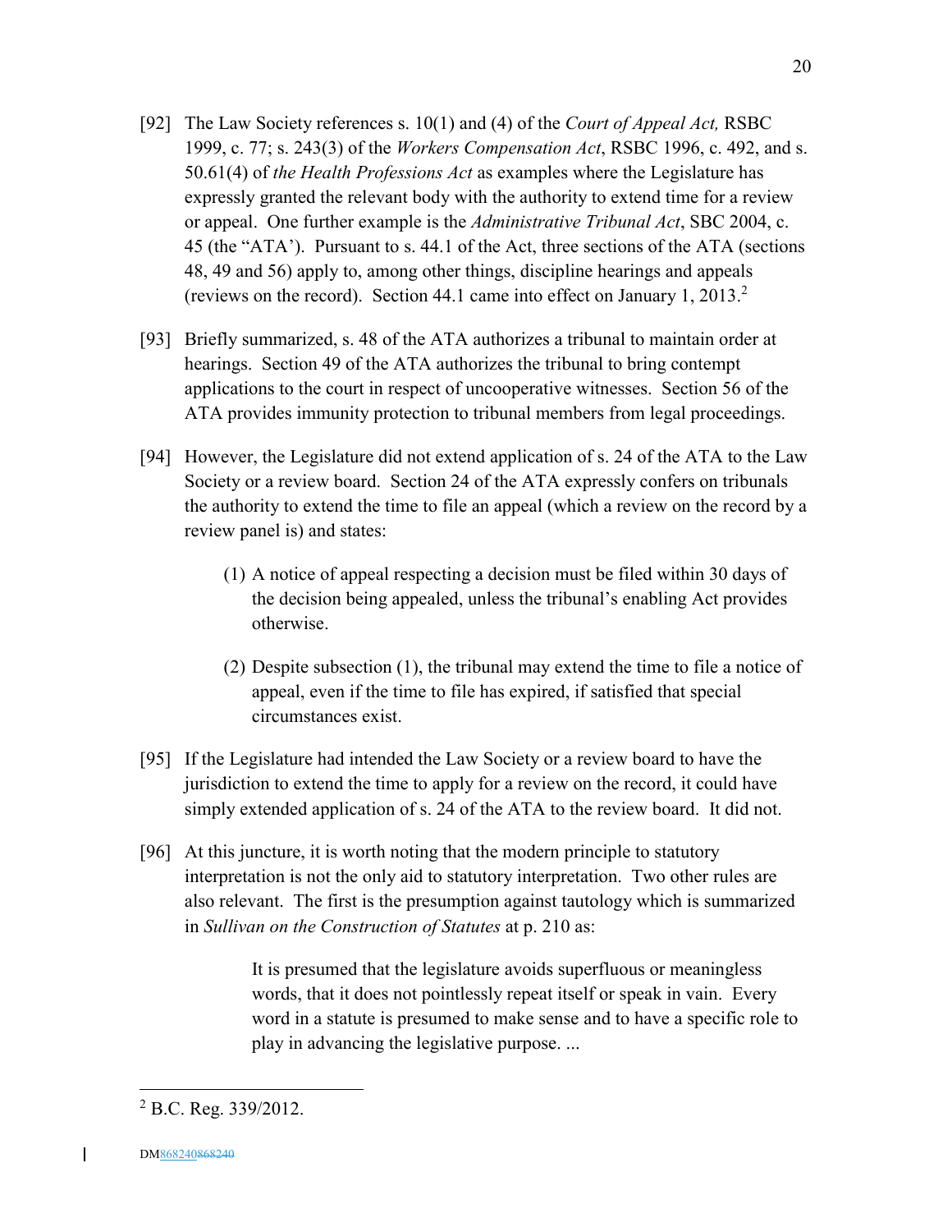[92] The Law Society references s. 10(1) and (4) of the *Court of Appeal Act,* RSBC 1999, c. 77; s. 243(3) of the *Workers Compensation Act*, RSBC 1996, c. 492, and s. 50.61(4) of *the Health Professions Act* as examples where the Legislature has expressly granted the relevant body with the authority to extend time for a review or appeal. One further example is the *Administrative Tribunal Act*, SBC 2004, c. 45 (the "ATA'). Pursuant to s. 44.1 of the Act, three sections of the ATA (sections 48, 49 and 56) apply to, among other things, discipline hearings and appeals (reviews on the record). Section 44.1 came into effect on January 1, 2013.[2]

[93] Briefly summarized, s. 48 of the ATA authorizes a tribunal to maintain order at hearings. Section 49 of the ATA authorizes the tribunal to bring contempt applications to the court in respect of uncooperative witnesses. Section 56 of the ATA provides immunity protection to tribunal members from legal proceedings.

[94] However, the Legislature did not extend application of s. 24 of the ATA to the Law Society or a review board. Section 24 of the ATA expressly confers on tribunals the authority to extend the time to file an appeal (which a review on the record by a review panel is) and states:

> (1) A notice of appeal respecting a decision must be filed within 30 days of the decision being appealed, unless the tribunal's enabling Act provides otherwise.
>
> (2) Despite subsection (1), the tribunal may extend the time to file a notice of appeal, even if the time to file has expired, if satisfied that special circumstances exist.

[95] If the Legislature had intended the Law Society or a review board to have the jurisdiction to extend the time to apply for a review on the record, it could have simply extended application of s. 24 of the ATA to the review board. It did not.

[96] At this juncture, it is worth noting that the modern principle to statutory interpretation is not the only aid to statutory interpretation. Two other rules are also relevant. The first is the presumption against tautology which is summarized in *Sullivan on the Construction of Statutes* at p. 210 as:

> It is presumed that the legislature avoids superfluous or meaningless words, that it does not pointlessly repeat itself or speak in vain. Every word in a statute is presumed to make sense and to have a specific role to play in advancing the legislative purpose. ...

---

[2] B.C. Reg. 339/2012.

DM868240868240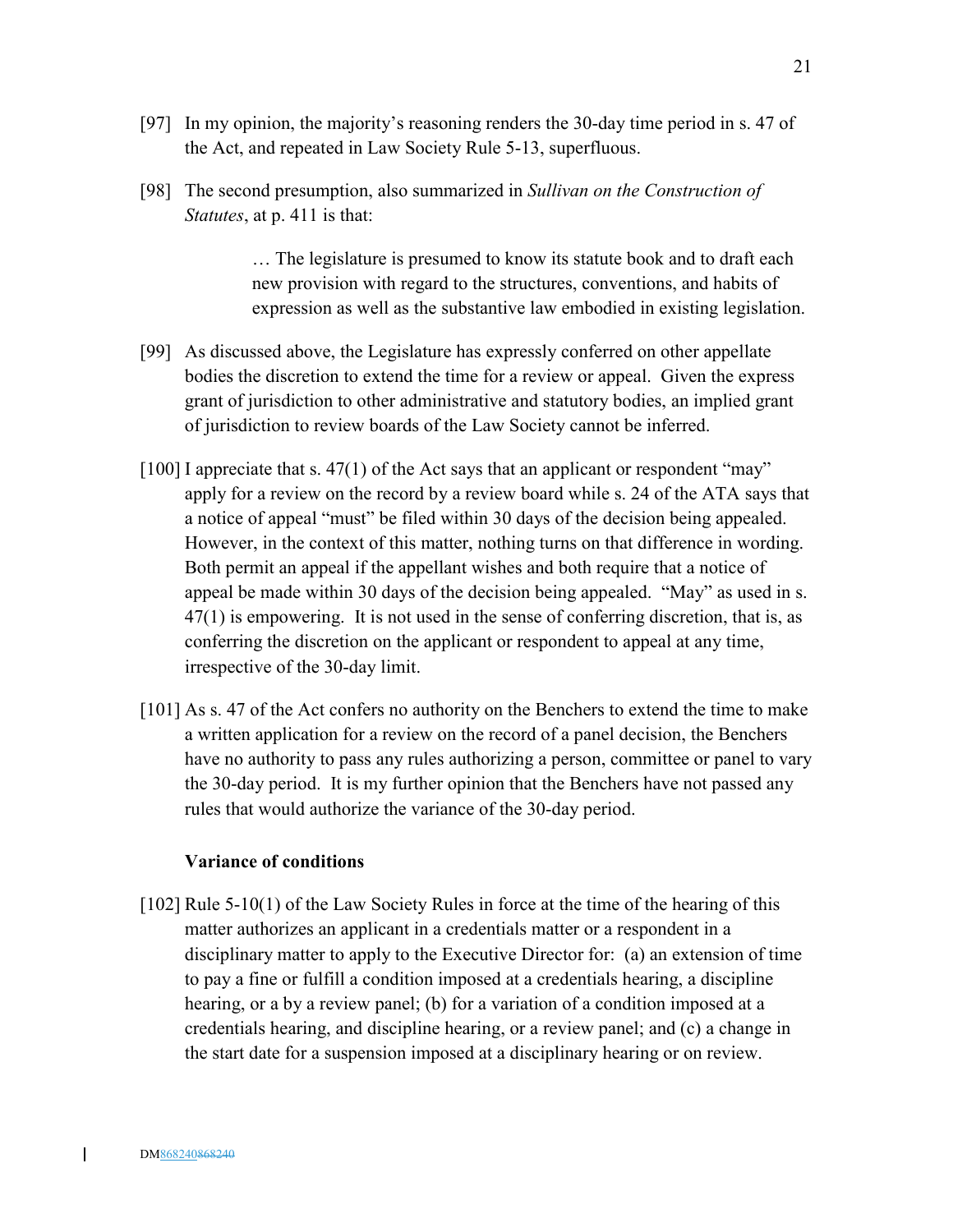[97] In my opinion, the majority's reasoning renders the 30-day time period in s. 47 of the Act, and repeated in Law Society Rule 5-13, superfluous.

[98] The second presumption, also summarized in *Sullivan on the Construction of Statutes*, at p. 411 is that:

> … The legislature is presumed to know its statute book and to draft each new provision with regard to the structures, conventions, and habits of expression as well as the substantive law embodied in existing legislation.

[99] As discussed above, the Legislature has expressly conferred on other appellate bodies the discretion to extend the time for a review or appeal. Given the express grant of jurisdiction to other administrative and statutory bodies, an implied grant of jurisdiction to review boards of the Law Society cannot be inferred.

[100] I appreciate that s. 47(1) of the Act says that an applicant or respondent "may" apply for a review on the record by a review board while s. 24 of the ATA says that a notice of appeal "must" be filed within 30 days of the decision being appealed. However, in the context of this matter, nothing turns on that difference in wording. Both permit an appeal if the appellant wishes and both require that a notice of appeal be made within 30 days of the decision being appealed. "May" as used in s. 47(1) is empowering. It is not used in the sense of conferring discretion, that is, as conferring the discretion on the applicant or respondent to appeal at any time, irrespective of the 30-day limit.

[101] As s. 47 of the Act confers no authority on the Benchers to extend the time to make a written application for a review on the record of a panel decision, the Benchers have no authority to pass any rules authorizing a person, committee or panel to vary the 30-day period. It is my further opinion that the Benchers have not passed any rules that would authorize the variance of the 30-day period.

**Variance of conditions**

[102] Rule 5-10(1) of the Law Society Rules in force at the time of the hearing of this matter authorizes an applicant in a credentials matter or a respondent in a disciplinary matter to apply to the Executive Director for: (a) an extension of time to pay a fine or fulfill a condition imposed at a credentials hearing, a discipline hearing, or a by a review panel; (b) for a variation of a condition imposed at a credentials hearing, and discipline hearing, or a review panel; and (c) a change in the start date for a suspension imposed at a disciplinary hearing or on review.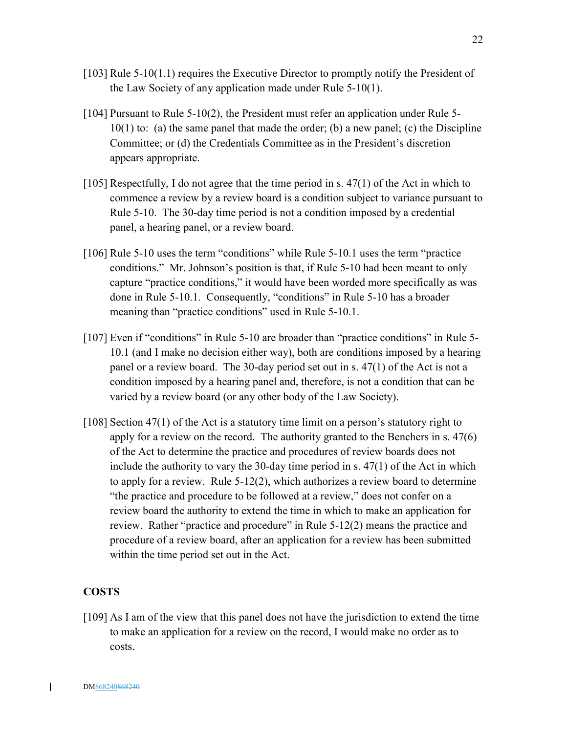[103] Rule 5-10(1.1) requires the Executive Director to promptly notify the President of the Law Society of any application made under Rule 5-10(1).

[104] Pursuant to Rule 5-10(2), the President must refer an application under Rule 5-10(1) to: (a) the same panel that made the order; (b) a new panel; (c) the Discipline Committee; or (d) the Credentials Committee as in the President's discretion appears appropriate.

[105] Respectfully, I do not agree that the time period in s. 47(1) of the Act in which to commence a review by a review board is a condition subject to variance pursuant to Rule 5-10. The 30-day time period is not a condition imposed by a credential panel, a hearing panel, or a review board.

[106] Rule 5-10 uses the term "conditions" while Rule 5-10.1 uses the term "practice conditions." Mr. Johnson's position is that, if Rule 5-10 had been meant to only capture "practice conditions," it would have been worded more specifically as was done in Rule 5-10.1. Consequently, "conditions" in Rule 5-10 has a broader meaning than "practice conditions" used in Rule 5-10.1.

[107] Even if "conditions" in Rule 5-10 are broader than "practice conditions" in Rule 5-10.1 (and I make no decision either way), both are conditions imposed by a hearing panel or a review board. The 30-day period set out in s. 47(1) of the Act is not a condition imposed by a hearing panel and, therefore, is not a condition that can be varied by a review board (or any other body of the Law Society).

[108] Section 47(1) of the Act is a statutory time limit on a person's statutory right to apply for a review on the record. The authority granted to the Benchers in s. 47(6) of the Act to determine the practice and procedures of review boards does not include the authority to vary the 30-day time period in s. 47(1) of the Act in which to apply for a review. Rule 5-12(2), which authorizes a review board to determine "the practice and procedure to be followed at a review," does not confer on a review board the authority to extend the time in which to make an application for review. Rather "practice and procedure" in Rule 5-12(2) means the practice and procedure of a review board, after an application for a review has been submitted within the time period set out in the Act.

## COSTS

[109] As I am of the view that this panel does not have the jurisdiction to extend the time to make an application for a review on the record, I would make no order as to costs.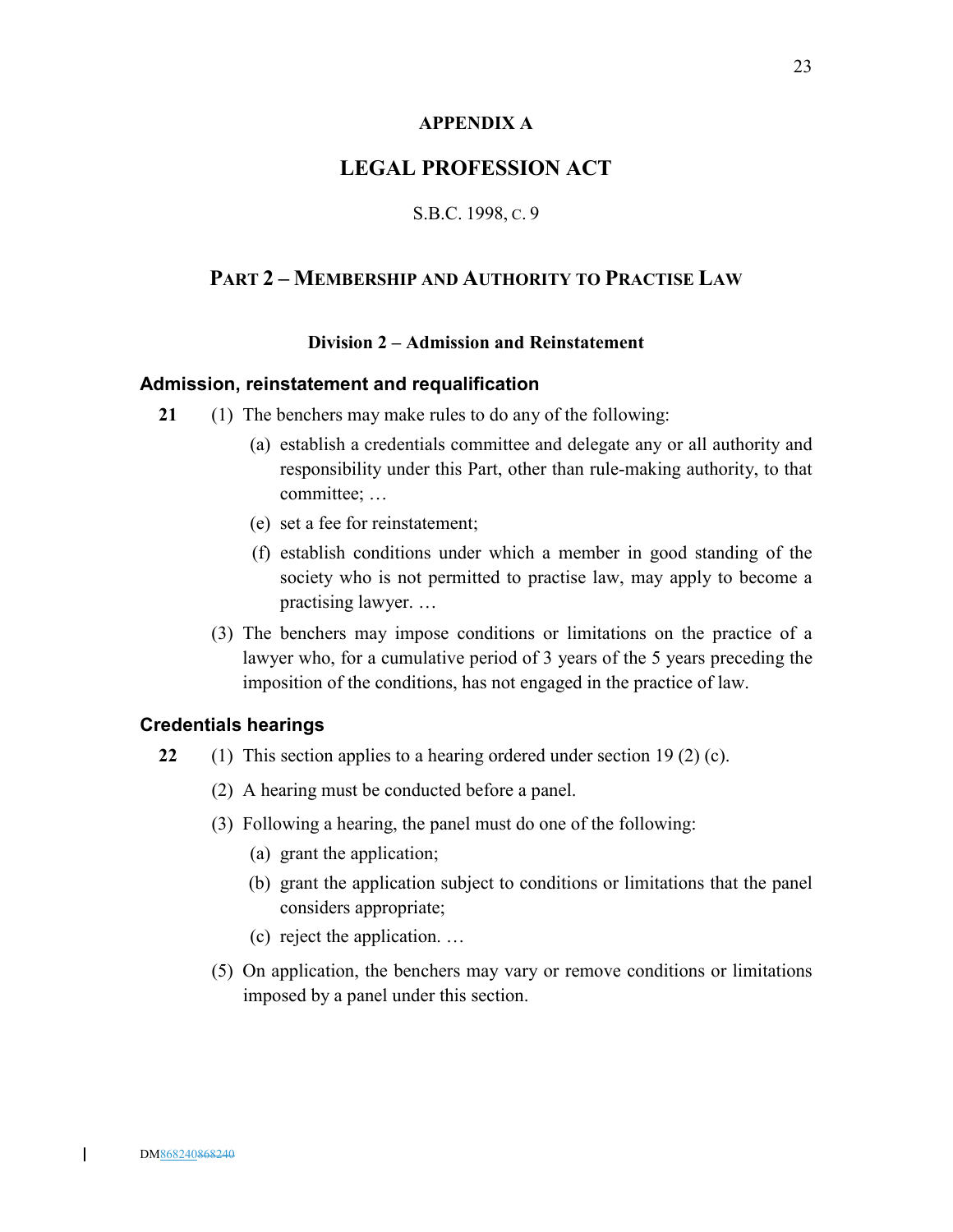# APPENDIX A

## LEGAL PROFESSION ACT

S.B.C. 1998, C. 9

## PART 2 – MEMBERSHIP AND AUTHORITY TO PRACTISE LAW

### Division 2 – Admission and Reinstatement

#### Admission, reinstatement and requalification

**21** (1) The benchers may make rules to do any of the following:

(a) establish a credentials committee and delegate any or all authority and responsibility under this Part, other than rule-making authority, to that committee; …

(e) set a fee for reinstatement;

(f) establish conditions under which a member in good standing of the society who is not permitted to practise law, may apply to become a practising lawyer. …

(3) The benchers may impose conditions or limitations on the practice of a lawyer who, for a cumulative period of 3 years of the 5 years preceding the imposition of the conditions, has not engaged in the practice of law.

#### Credentials hearings

**22** (1) This section applies to a hearing ordered under section 19 (2) (c).

(2) A hearing must be conducted before a panel.

(3) Following a hearing, the panel must do one of the following:

(a) grant the application;

(b) grant the application subject to conditions or limitations that the panel considers appropriate;

(c) reject the application. …

(5) On application, the benchers may vary or remove conditions or limitations imposed by a panel under this section.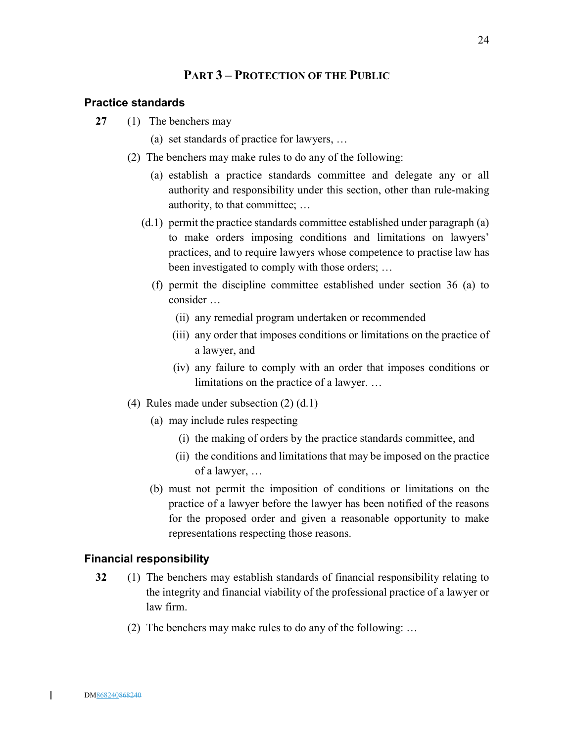## Part 3 – Protection of the Public

### Practice standards

**27** (1) The benchers may

(a) set standards of practice for lawyers, …

(2) The benchers may make rules to do any of the following:

(a) establish a practice standards committee and delegate any or all authority and responsibility under this section, other than rule-making authority, to that committee; …

(d.1) permit the practice standards committee established under paragraph (a) to make orders imposing conditions and limitations on lawyers' practices, and to require lawyers whose competence to practise law has been investigated to comply with those orders; …

(f) permit the discipline committee established under section 36 (a) to consider …

(ii) any remedial program undertaken or recommended

(iii) any order that imposes conditions or limitations on the practice of a lawyer, and

(iv) any failure to comply with an order that imposes conditions or limitations on the practice of a lawyer. …

(4) Rules made under subsection (2) (d.1)

(a) may include rules respecting

(i) the making of orders by the practice standards committee, and

(ii) the conditions and limitations that may be imposed on the practice of a lawyer, …

(b) must not permit the imposition of conditions or limitations on the practice of a lawyer before the lawyer has been notified of the reasons for the proposed order and given a reasonable opportunity to make representations respecting those reasons.

### Financial responsibility

**32** (1) The benchers may establish standards of financial responsibility relating to the integrity and financial viability of the professional practice of a lawyer or law firm.

(2) The benchers may make rules to do any of the following: …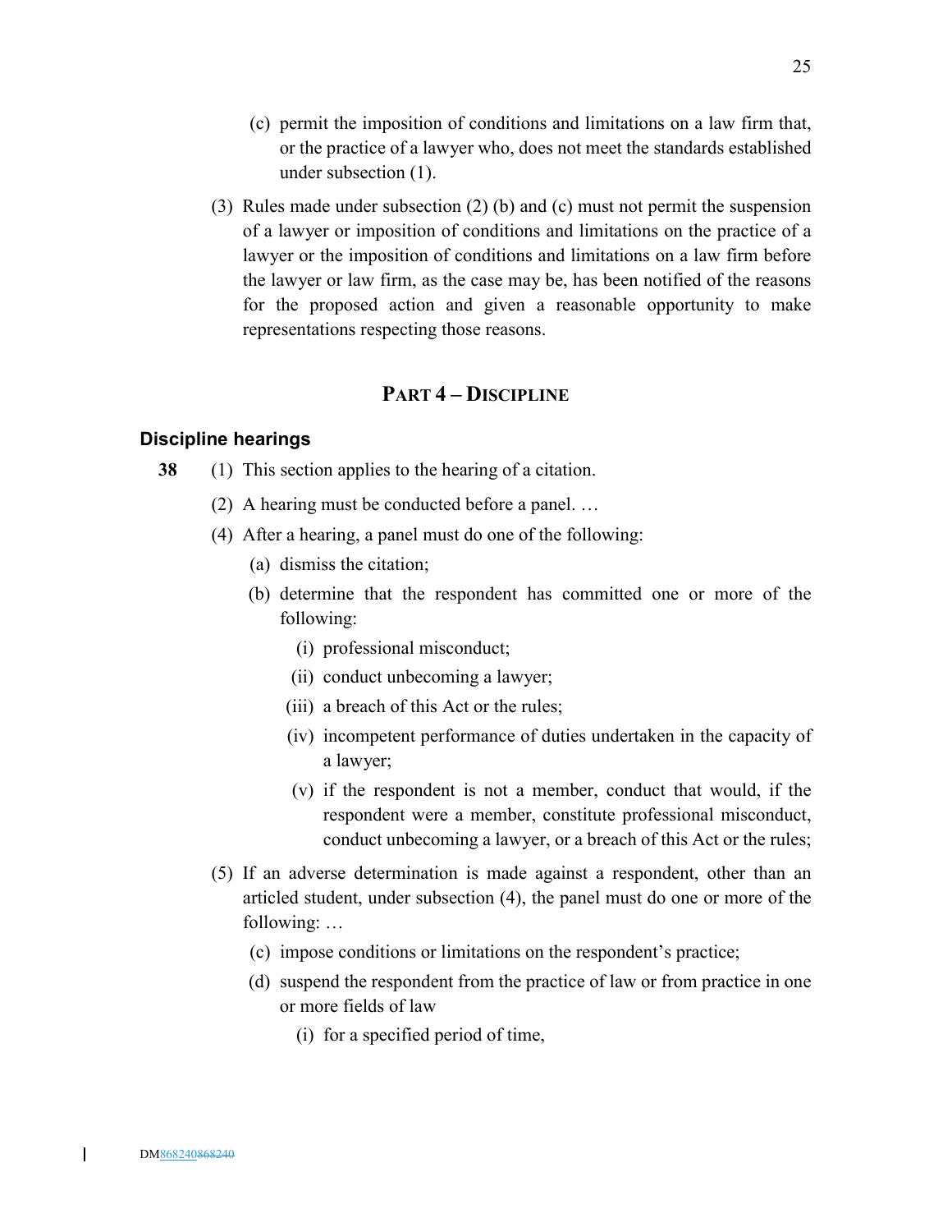(c) permit the imposition of conditions and limitations on a law firm that, or the practice of a lawyer who, does not meet the standards established under subsection (1).

(3) Rules made under subsection (2) (b) and (c) must not permit the suspension of a lawyer or imposition of conditions and limitations on the practice of a lawyer or the imposition of conditions and limitations on a law firm before the lawyer or law firm, as the case may be, has been notified of the reasons for the proposed action and given a reasonable opportunity to make representations respecting those reasons.

## PART 4 – DISCIPLINE

### Discipline hearings

**38** (1) This section applies to the hearing of a citation.

(2) A hearing must be conducted before a panel. …

(4) After a hearing, a panel must do one of the following:

(a) dismiss the citation;

(b) determine that the respondent has committed one or more of the following:

(i) professional misconduct;

(ii) conduct unbecoming a lawyer;

(iii) a breach of this Act or the rules;

(iv) incompetent performance of duties undertaken in the capacity of a lawyer;

(v) if the respondent is not a member, conduct that would, if the respondent were a member, constitute professional misconduct, conduct unbecoming a lawyer, or a breach of this Act or the rules;

(5) If an adverse determination is made against a respondent, other than an articled student, under subsection (4), the panel must do one or more of the following: …

(c) impose conditions or limitations on the respondent's practice;

(d) suspend the respondent from the practice of law or from practice in one or more fields of law

(i) for a specified period of time,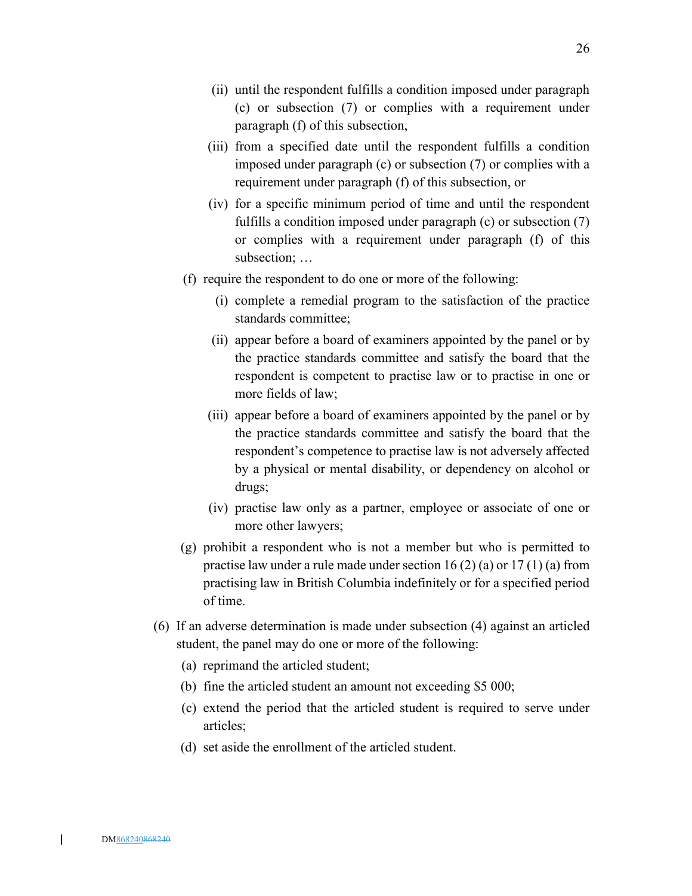(ii) until the respondent fulfills a condition imposed under paragraph (c) or subsection (7) or complies with a requirement under paragraph (f) of this subsection,

(iii) from a specified date until the respondent fulfills a condition imposed under paragraph (c) or subsection (7) or complies with a requirement under paragraph (f) of this subsection, or

(iv) for a specific minimum period of time and until the respondent fulfills a condition imposed under paragraph (c) or subsection (7) or complies with a requirement under paragraph (f) of this subsection; …

(f) require the respondent to do one or more of the following:

(i) complete a remedial program to the satisfaction of the practice standards committee;

(ii) appear before a board of examiners appointed by the panel or by the practice standards committee and satisfy the board that the respondent is competent to practise law or to practise in one or more fields of law;

(iii) appear before a board of examiners appointed by the panel or by the practice standards committee and satisfy the board that the respondent's competence to practise law is not adversely affected by a physical or mental disability, or dependency on alcohol or drugs;

(iv) practise law only as a partner, employee or associate of one or more other lawyers;

(g) prohibit a respondent who is not a member but who is permitted to practise law under a rule made under section 16 (2) (a) or 17 (1) (a) from practising law in British Columbia indefinitely or for a specified period of time.

(6) If an adverse determination is made under subsection (4) against an articled student, the panel may do one or more of the following:

(a) reprimand the articled student;

(b) fine the articled student an amount not exceeding $5 000;

(c) extend the period that the articled student is required to serve under articles;

(d) set aside the enrollment of the articled student.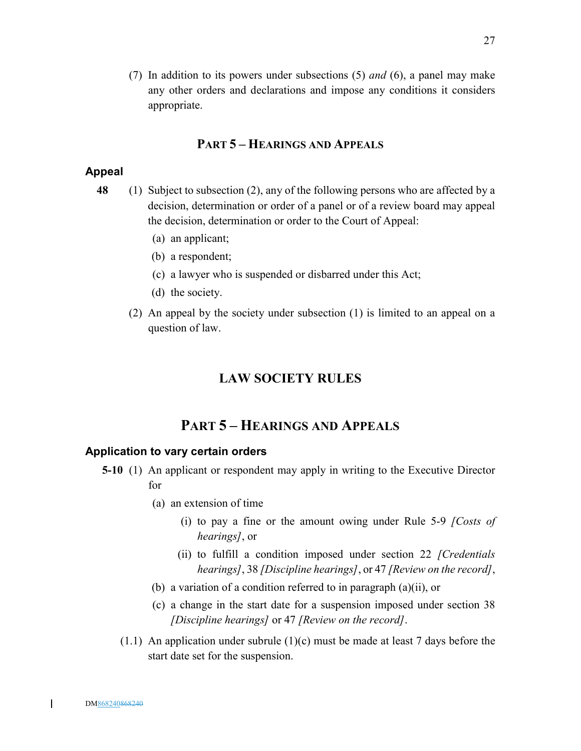(7) In addition to its powers under subsections (5) *and* (6), a panel may make any other orders and declarations and impose any conditions it considers appropriate.

## PART 5 – HEARINGS AND APPEALS

### Appeal

**48** (1) Subject to subsection (2), any of the following persons who are affected by a decision, determination or order of a panel or of a review board may appeal the decision, determination or order to the Court of Appeal:

(a) an applicant;

(b) a respondent;

(c) a lawyer who is suspended or disbarred under this Act;

(d) the society.

(2) An appeal by the society under subsection (1) is limited to an appeal on a question of law.

# LAW SOCIETY RULES

## PART 5 – HEARINGS AND APPEALS

### Application to vary certain orders

**5-10** (1) An applicant or respondent may apply in writing to the Executive Director for

(a) an extension of time

(i) to pay a fine or the amount owing under Rule 5-9 *[Costs of hearings]*, or

(ii) to fulfill a condition imposed under section 22 *[Credentials hearings]*, 38 *[Discipline hearings]*, or 47 *[Review on the record]*,

(b) a variation of a condition referred to in paragraph (a)(ii), or

(c) a change in the start date for a suspension imposed under section 38 *[Discipline hearings]* or 47 *[Review on the record]*.

(1.1) An application under subrule (1)(c) must be made at least 7 days before the start date set for the suspension.

DM868240868240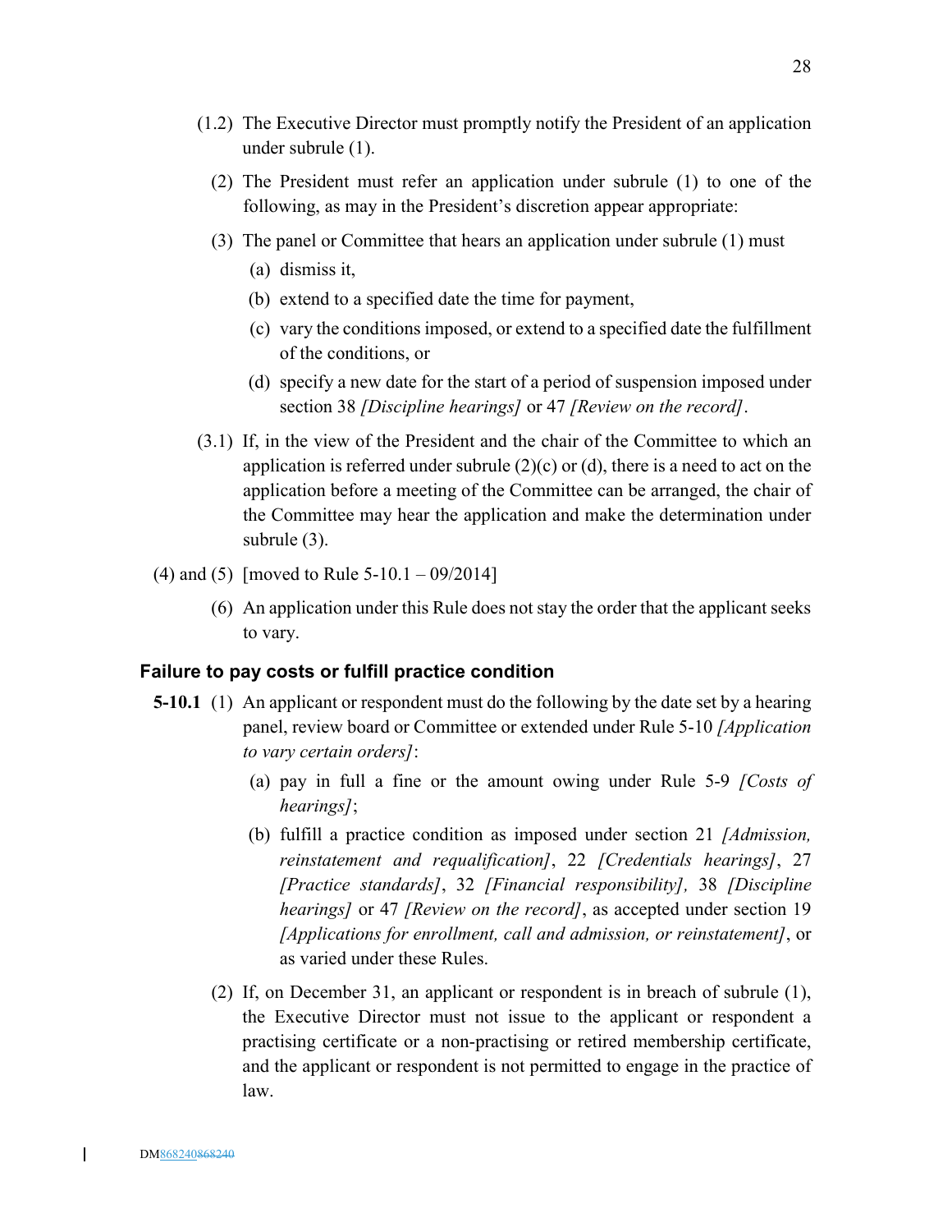(1.2) The Executive Director must promptly notify the President of an application under subrule (1).

(2) The President must refer an application under subrule (1) to one of the following, as may in the President's discretion appear appropriate:

(3) The panel or Committee that hears an application under subrule (1) must

(a) dismiss it,

(b) extend to a specified date the time for payment,

(c) vary the conditions imposed, or extend to a specified date the fulfillment of the conditions, or

(d) specify a new date for the start of a period of suspension imposed under section 38 *[Discipline hearings]* or 47 *[Review on the record]*.

(3.1) If, in the view of the President and the chair of the Committee to which an application is referred under subrule (2)(c) or (d), there is a need to act on the application before a meeting of the Committee can be arranged, the chair of the Committee may hear the application and make the determination under subrule (3).

(4) and (5) [moved to Rule 5-10.1 – 09/2014]

(6) An application under this Rule does not stay the order that the applicant seeks to vary.

### Failure to pay costs or fulfill practice condition

**5-10.1** (1) An applicant or respondent must do the following by the date set by a hearing panel, review board or Committee or extended under Rule 5-10 *[Application to vary certain orders]*:

(a) pay in full a fine or the amount owing under Rule 5-9 *[Costs of hearings]*;

(b) fulfill a practice condition as imposed under section 21 *[Admission, reinstatement and requalification]*, 22 *[Credentials hearings]*, 27 *[Practice standards]*, 32 *[Financial responsibility],* 38 *[Discipline hearings]* or 47 *[Review on the record]*, as accepted under section 19 *[Applications for enrollment, call and admission, or reinstatement]*, or as varied under these Rules.

(2) If, on December 31, an applicant or respondent is in breach of subrule (1), the Executive Director must not issue to the applicant or respondent a practising certificate or a non-practising or retired membership certificate, and the applicant or respondent is not permitted to engage in the practice of law.

DM868240868240